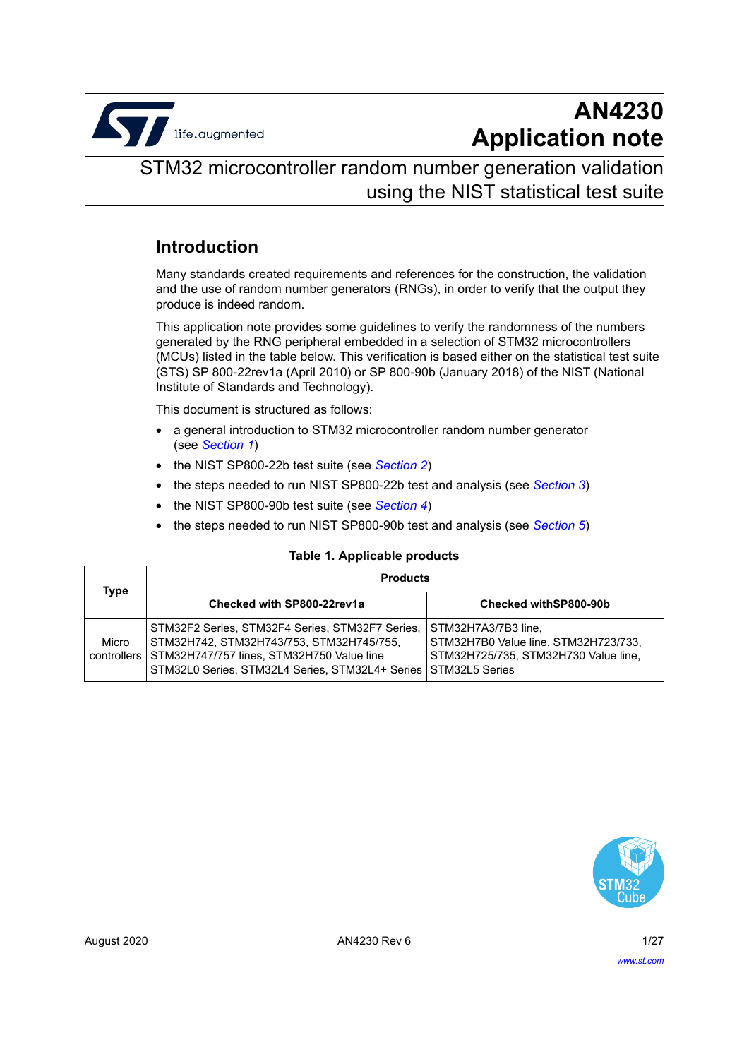# AN4230
# Application note

## STM32 microcontroller random number generation validation using the NIST statistical test suite

## Introduction

Many standards created requirements and references for the construction, the validation and the use of random number generators (RNGs), in order to verify that the output they produce is indeed random.

This application note provides some guidelines to verify the randomness of the numbers generated by the RNG peripheral embedded in a selection of STM32 microcontrollers (MCUs) listed in the table below. This verification is based either on the statistical test suite (STS) SP 800-22rev1a (April 2010) or SP 800-90b (January 2018) of the NIST (National Institute of Standards and Technology).

This document is structured as follows:

- a general introduction to STM32 microcontroller random number generator (see *Section 1*)
- the NIST SP800-22b test suite (see *Section 2*)
- the steps needed to run NIST SP800-22b test and analysis (see *Section 3*)
- the NIST SP800-90b test suite (see *Section 4*)
- the steps needed to run NIST SP800-90b test and analysis (see *Section 5*)

**Table 1. Applicable products**

| Type | Products | |
|---|---|---|
| | **Checked with SP800-22rev1a** | **Checked withSP800-90b** |
| Micro controllers | STM32F2 Series, STM32F4 Series, STM32F7 Series, STM32H742, STM32H743/753, STM32H745/755, STM32H747/757 lines, STM32H750 Value line STM32L0 Series, STM32L4 Series, STM32L4+ Series | STM32H7A3/7B3 line, STM32H7B0 Value line, STM32H723/733, STM32H725/735, STM32H730 Value line, STM32L5 Series |

August 2020 AN4230 Rev 6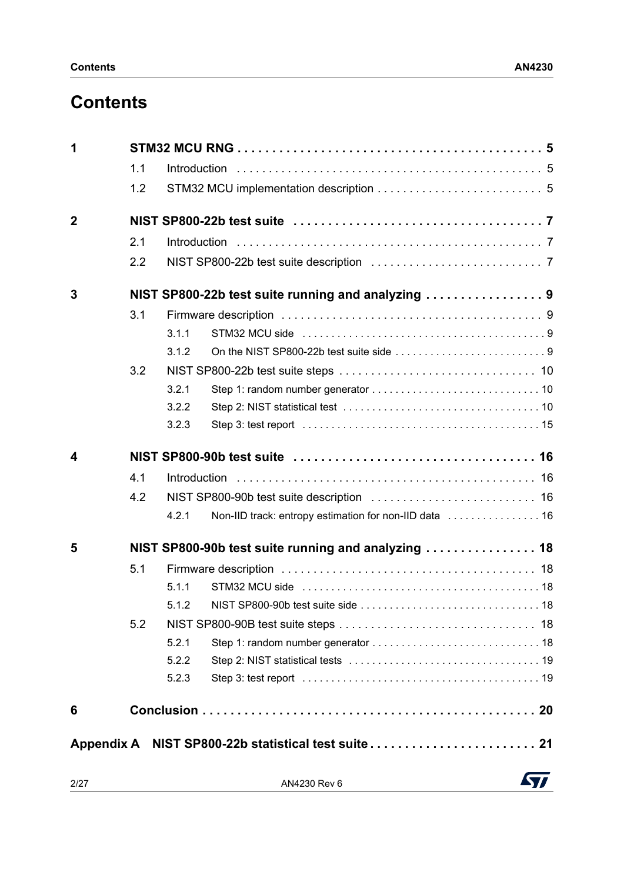# Contents

| | | | |
|---|---|---|---|
| **1** | **STM32 MCU RNG** | | **5** |
| | 1.1 | Introduction | 5 |
| | 1.2 | STM32 MCU implementation description | 5 |
| **2** | **NIST SP800-22b test suite** | | **7** |
| | 2.1 | Introduction | 7 |
| | 2.2 | NIST SP800-22b test suite description | 7 |
| **3** | **NIST SP800-22b test suite running and analyzing** | | **9** |
| | 3.1 | Firmware description | 9 |
| | | 3.1.1 STM32 MCU side | 9 |
| | | 3.1.2 On the NIST SP800-22b test suite side | 9 |
| | 3.2 | NIST SP800-22b test suite steps | 10 |
| | | 3.2.1 Step 1: random number generator | 10 |
| | | 3.2.2 Step 2: NIST statistical test | 10 |
| | | 3.2.3 Step 3: test report | 15 |
| **4** | **NIST SP800-90b test suite** | | **16** |
| | 4.1 | Introduction | 16 |
| | 4.2 | NIST SP800-90b test suite description | 16 |
| | | 4.2.1 Non-IID track: entropy estimation for non-IID data | 16 |
| **5** | **NIST SP800-90b test suite running and analyzing** | | **18** |
| | 5.1 | Firmware description | 18 |
| | | 5.1.1 STM32 MCU side | 18 |
| | | 5.1.2 NIST SP800-90b test suite side | 18 |
| | 5.2 | NIST SP800-90B test suite steps | 18 |
| | | 5.2.1 Step 1: random number generator | 18 |
| | | 5.2.2 Step 2: NIST statistical tests | 19 |
| | | 5.2.3 Step 3: test report | 19 |
| **6** | **Conclusion** | | **20** |
| **Appendix A** | **NIST SP800-22b statistical test suite** | | **21** |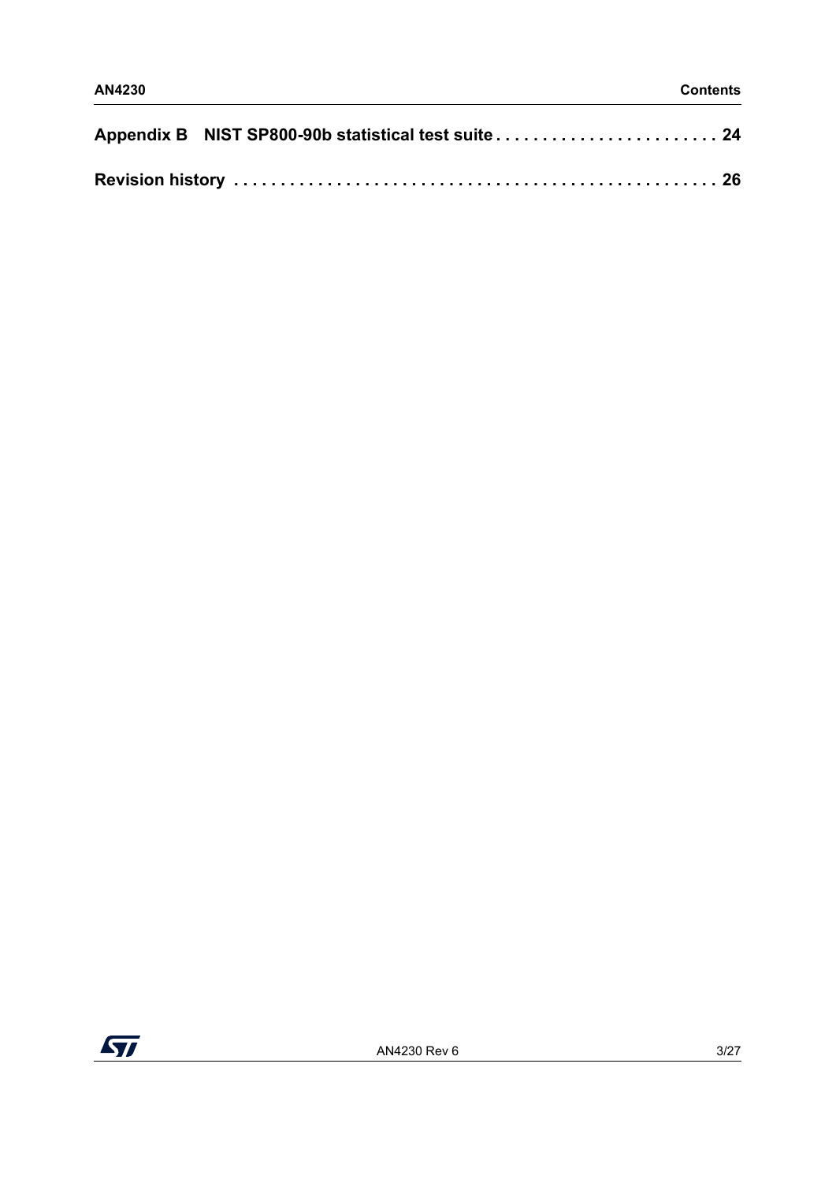**Appendix B NIST SP800-90b statistical test suite . . . . . . . . . . . . . . . . . . . . . . . . 24**

**Revision history . . . . . . . . . . . . . . . . . . . . . . . . . . . . . . . . . . . . . . . . . . . . . . . . . 26**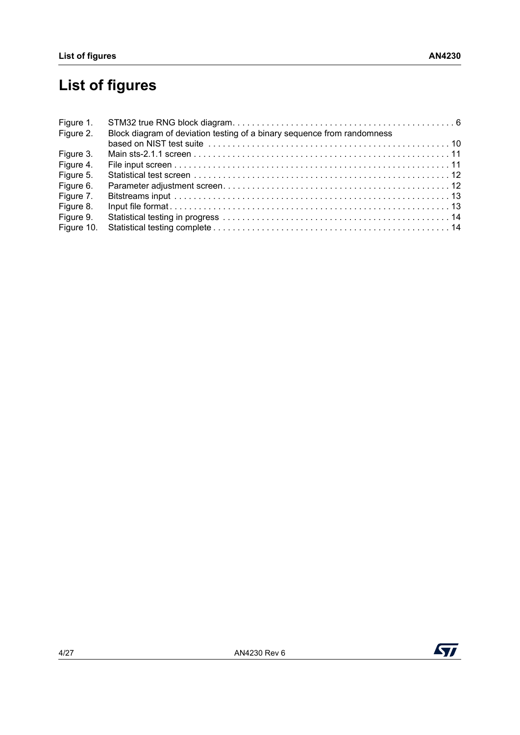# List of figures

Figure 1. STM32 true RNG block diagram . . . . . . . . . . . . . . . . . . . . . . . . . . . . . . . . . . . . . . . . . . . . . 6
Figure 2. Block diagram of deviation testing of a binary sequence from randomness based on NIST test suite . . . . . . . . . . . . . . . . . . . . . . . . . . . . . . . . . . . . . . . . . . . . . . . . . 10
Figure 3. Main sts-2.1.1 screen . . . . . . . . . . . . . . . . . . . . . . . . . . . . . . . . . . . . . . . . . . . . . . . . . . . . 11
Figure 4. File input screen . . . . . . . . . . . . . . . . . . . . . . . . . . . . . . . . . . . . . . . . . . . . . . . . . . . . . . . . 11
Figure 5. Statistical test screen . . . . . . . . . . . . . . . . . . . . . . . . . . . . . . . . . . . . . . . . . . . . . . . . . . . . 12
Figure 6. Parameter adjustment screen . . . . . . . . . . . . . . . . . . . . . . . . . . . . . . . . . . . . . . . . . . . . . . . 12
Figure 7. Bitstreams input . . . . . . . . . . . . . . . . . . . . . . . . . . . . . . . . . . . . . . . . . . . . . . . . . . . . . . . . 13
Figure 8. Input file format . . . . . . . . . . . . . . . . . . . . . . . . . . . . . . . . . . . . . . . . . . . . . . . . . . . . . . . . . 13
Figure 9. Statistical testing in progress . . . . . . . . . . . . . . . . . . . . . . . . . . . . . . . . . . . . . . . . . . . . . . . 14
Figure 10. Statistical testing complete . . . . . . . . . . . . . . . . . . . . . . . . . . . . . . . . . . . . . . . . . . . . . . . . 14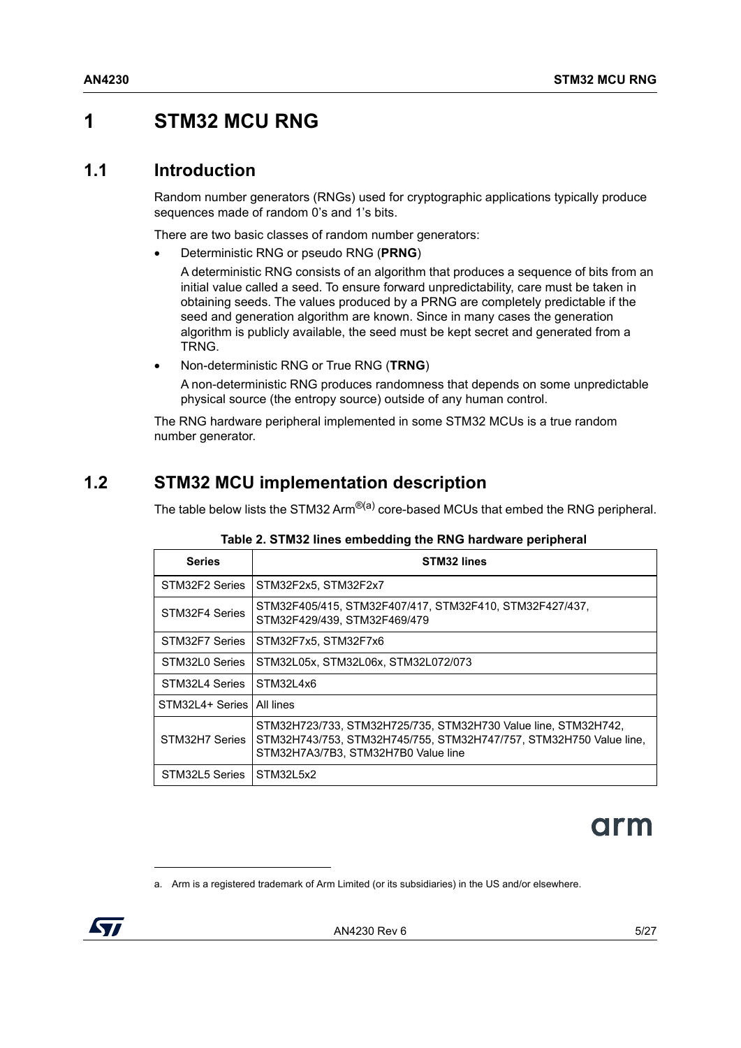# 1 STM32 MCU RNG

## 1.1 Introduction

Random number generators (RNGs) used for cryptographic applications typically produce sequences made of random 0's and 1's bits.

There are two basic classes of random number generators:

- Deterministic RNG or pseudo RNG (**PRNG**)

  A deterministic RNG consists of an algorithm that produces a sequence of bits from an initial value called a seed. To ensure forward unpredictability, care must be taken in obtaining seeds. The values produced by a PRNG are completely predictable if the seed and generation algorithm are known. Since in many cases the generation algorithm is publicly available, the seed must be kept secret and generated from a TRNG.

- Non-deterministic RNG or True RNG (**TRNG**)

  A non-deterministic RNG produces randomness that depends on some unpredictable physical source (the entropy source) outside of any human control.

The RNG hardware peripheral implemented in some STM32 MCUs is a true random number generator.

## 1.2 STM32 MCU implementation description

The table below lists the STM32 Arm®[a] core-based MCUs that embed the RNG peripheral.

**Table 2. STM32 lines embedding the RNG hardware peripheral**

| Series | STM32 lines |
| --- | --- |
| STM32F2 Series | STM32F2x5, STM32F2x7 |
| STM32F4 Series | STM32F405/415, STM32F407/417, STM32F410, STM32F427/437, STM32F429/439, STM32F469/479 |
| STM32F7 Series | STM32F7x5, STM32F7x6 |
| STM32L0 Series | STM32L05x, STM32L06x, STM32L072/073 |
| STM32L4 Series | STM32L4x6 |
| STM32L4+ Series | All lines |
| STM32H7 Series | STM32H723/733, STM32H725/735, STM32H730 Value line, STM32H742, STM32H743/753, STM32H745/755, STM32H747/757, STM32H750 Value line, STM32H7A3/7B3, STM32H7B0 Value line |
| STM32L5 Series | STM32L5x2 |

a. Arm is a registered trademark of Arm Limited (or its subsidiaries) in the US and/or elsewhere.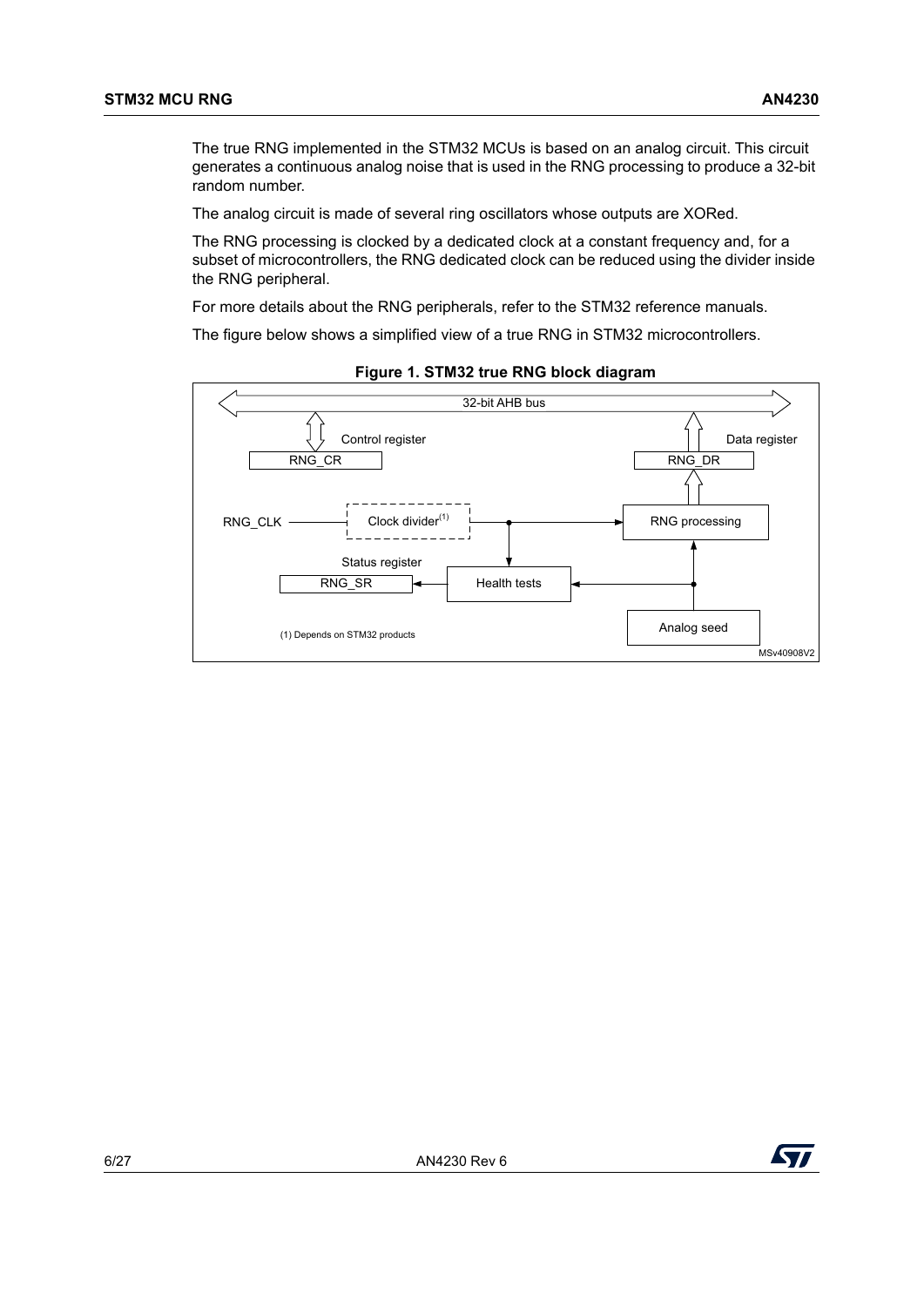The true RNG implemented in the STM32 MCUs is based on an analog circuit. This circuit generates a continuous analog noise that is used in the RNG processing to produce a 32-bit random number.

The analog circuit is made of several ring oscillators whose outputs are XORed.

The RNG processing is clocked by a dedicated clock at a constant frequency and, for a subset of microcontrollers, the RNG dedicated clock can be reduced using the divider inside the RNG peripheral.

For more details about the RNG peripherals, refer to the STM32 reference manuals.

The figure below shows a simplified view of a true RNG in STM32 microcontrollers.

**Figure 1. STM32 true RNG block diagram**

32-bit AHB bus

Control register

RNG_CR

Data register

RNG_DR

RNG_CLK

Clock divider(1)

RNG processing

Status register

RNG_SR

Health tests

Analog seed

(1) Depends on STM32 products

MSv40908V2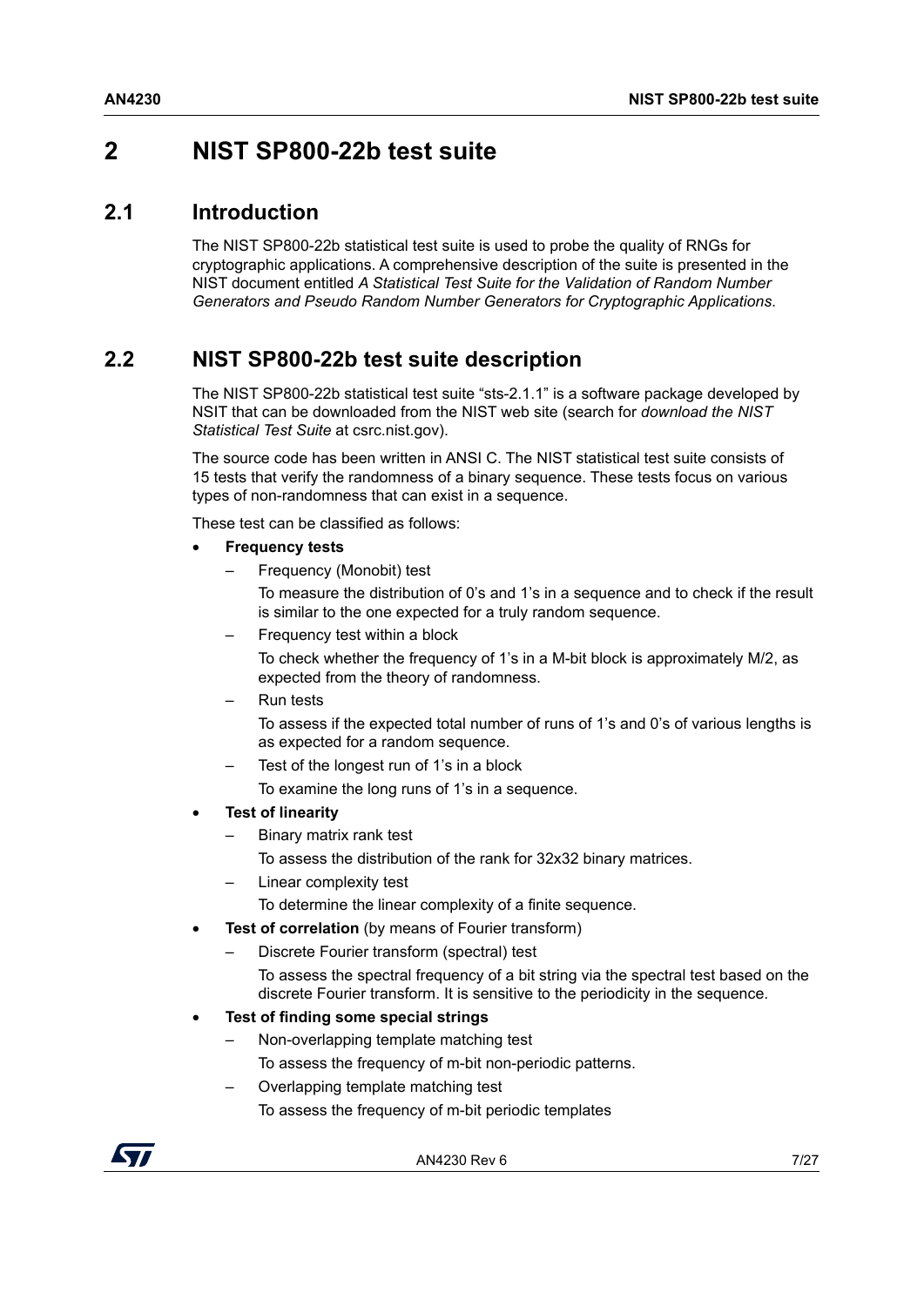# 2 NIST SP800-22b test suite

## 2.1 Introduction

The NIST SP800-22b statistical test suite is used to probe the quality of RNGs for cryptographic applications. A comprehensive description of the suite is presented in the NIST document entitled *A Statistical Test Suite for the Validation of Random Number Generators and Pseudo Random Number Generators for Cryptographic Applications*.

## 2.2 NIST SP800-22b test suite description

The NIST SP800-22b statistical test suite "sts-2.1.1" is a software package developed by NSIT that can be downloaded from the NIST web site (search for *download the NIST Statistical Test Suite* at csrc.nist.gov).

The source code has been written in ANSI C. The NIST statistical test suite consists of 15 tests that verify the randomness of a binary sequence. These tests focus on various types of non-randomness that can exist in a sequence.

These test can be classified as follows:

- **Frequency tests**
  - Frequency (Monobit) test

    To measure the distribution of 0's and 1's in a sequence and to check if the result is similar to the one expected for a truly random sequence.
  - Frequency test within a block

    To check whether the frequency of 1's in a M-bit block is approximately M/2, as expected from the theory of randomness.
  - Run tests

    To assess if the expected total number of runs of 1's and 0's of various lengths is as expected for a random sequence.
  - Test of the longest run of 1's in a block

    To examine the long runs of 1's in a sequence.
- **Test of linearity**
  - Binary matrix rank test

    To assess the distribution of the rank for 32x32 binary matrices.
  - Linear complexity test

    To determine the linear complexity of a finite sequence.
- **Test of correlation** (by means of Fourier transform)
  - Discrete Fourier transform (spectral) test

    To assess the spectral frequency of a bit string via the spectral test based on the discrete Fourier transform. It is sensitive to the periodicity in the sequence.
- **Test of finding some special strings**
  - Non-overlapping template matching test

    To assess the frequency of m-bit non-periodic patterns.
  - Overlapping template matching test

    To assess the frequency of m-bit periodic templates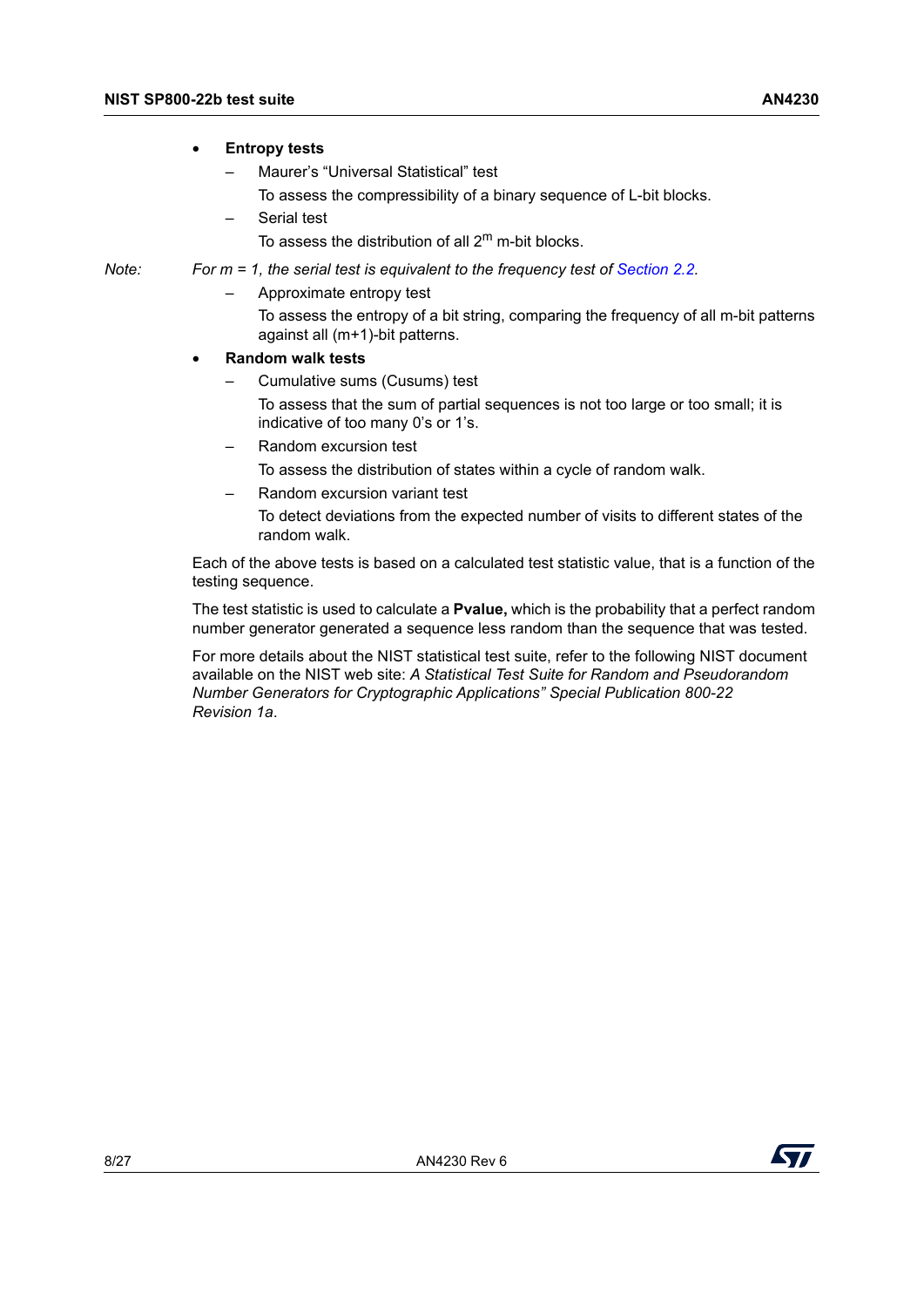- **Entropy tests**
  - Maurer's "Universal Statistical" test

    To assess the compressibility of a binary sequence of L-bit blocks.
  - Serial test

    To assess the distribution of all $2^m$ m-bit blocks.

*Note: For m = 1, the serial test is equivalent to the frequency test of Section 2.2.*

  - Approximate entropy test

    To assess the entropy of a bit string, comparing the frequency of all m-bit patterns against all (m+1)-bit patterns.
- **Random walk tests**
  - Cumulative sums (Cusums) test

    To assess that the sum of partial sequences is not too large or too small; it is indicative of too many 0's or 1's.
  - Random excursion test

    To assess the distribution of states within a cycle of random walk.
  - Random excursion variant test

    To detect deviations from the expected number of visits to different states of the random walk.

Each of the above tests is based on a calculated test statistic value, that is a function of the testing sequence.

The test statistic is used to calculate a **Pvalue,** which is the probability that a perfect random number generator generated a sequence less random than the sequence that was tested.

For more details about the NIST statistical test suite, refer to the following NIST document available on the NIST web site: *A Statistical Test Suite for Random and Pseudorandom Number Generators for Cryptographic Applications" Special Publication 800-22 Revision 1a*.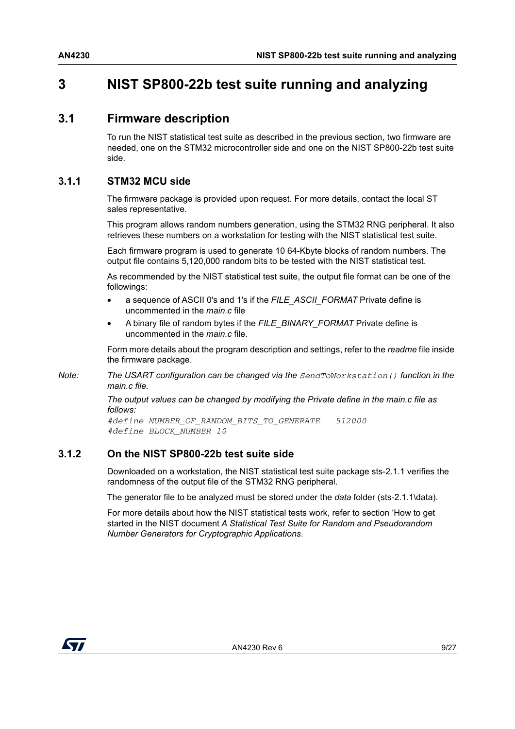# 3 NIST SP800-22b test suite running and analyzing

## 3.1 Firmware description

To run the NIST statistical test suite as described in the previous section, two firmware are needed, one on the STM32 microcontroller side and one on the NIST SP800-22b test suite side.

### 3.1.1 STM32 MCU side

The firmware package is provided upon request. For more details, contact the local ST sales representative.

This program allows random numbers generation, using the STM32 RNG peripheral. It also retrieves these numbers on a workstation for testing with the NIST statistical test suite.

Each firmware program is used to generate 10 64-Kbyte blocks of random numbers. The output file contains 5,120,000 random bits to be tested with the NIST statistical test.

As recommended by the NIST statistical test suite, the output file format can be one of the followings:

- a sequence of ASCII 0's and 1's if the *FILE_ASCII_FORMAT* Private define is uncommented in the *main.c* file
- A binary file of random bytes if the *FILE_BINARY_FORMAT* Private define is uncommented in the *main.c* file.

Form more details about the program description and settings, refer to the *readme* file inside the firmware package.

*Note: The USART configuration can be changed via the* `SendToWorkstation()` *function in the main.c file.*

*The output values can be changed by modifying the Private define in the main.c file as follows:*

```
#define NUMBER_OF_RANDOM_BITS_TO_GENERATE   512000
#define BLOCK_NUMBER 10
```

### 3.1.2 On the NIST SP800-22b test suite side

Downloaded on a workstation, the NIST statistical test suite package sts-2.1.1 verifies the randomness of the output file of the STM32 RNG peripheral.

The generator file to be analyzed must be stored under the *data* folder (sts-2.1.1\data).

For more details about how the NIST statistical tests work, refer to section 'How to get started in the NIST document *A Statistical Test Suite for Random and Pseudorandom Number Generators for Cryptographic Applications*.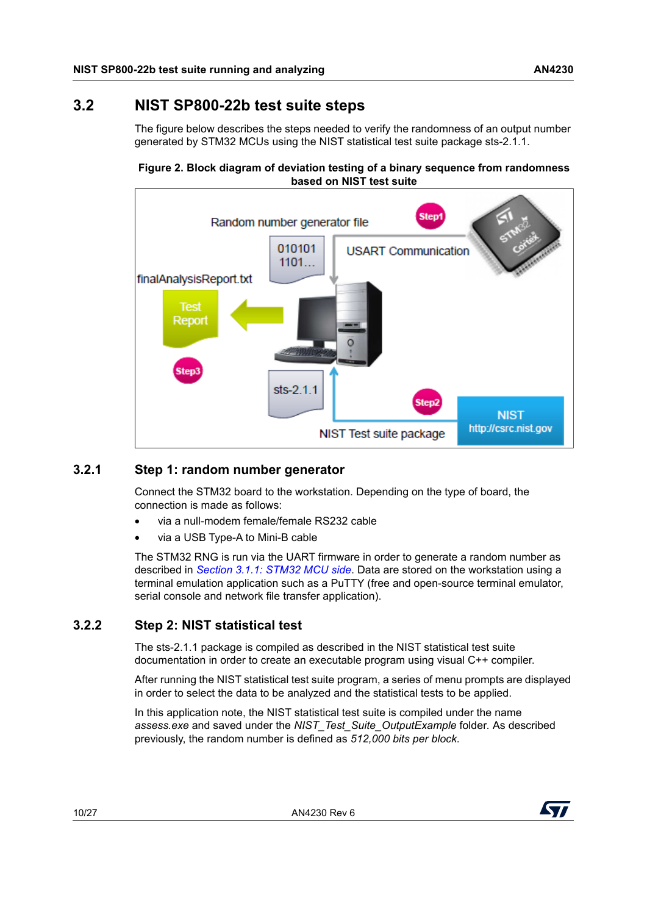## 3.2 NIST SP800-22b test suite steps

The figure below describes the steps needed to verify the randomness of an output number generated by STM32 MCUs using the NIST statistical test suite package sts-2.1.1.

**Figure 2. Block diagram of deviation testing of a binary sequence from randomness based on NIST test suite**

### 3.2.1 Step 1: random number generator

Connect the STM32 board to the workstation. Depending on the type of board, the connection is made as follows:

- via a null-modem female/female RS232 cable
- via a USB Type-A to Mini-B cable

The STM32 RNG is run via the UART firmware in order to generate a random number as described in *Section 3.1.1: STM32 MCU side*. Data are stored on the workstation using a terminal emulation application such as a PuTTY (free and open-source terminal emulator, serial console and network file transfer application).

### 3.2.2 Step 2: NIST statistical test

The sts-2.1.1 package is compiled as described in the NIST statistical test suite documentation in order to create an executable program using visual C++ compiler.

After running the NIST statistical test suite program, a series of menu prompts are displayed in order to select the data to be analyzed and the statistical tests to be applied.

In this application note, the NIST statistical test suite is compiled under the name *assess.exe* and saved under the *NIST_Test_Suite_OutputExample* folder. As described previously, the random number is defined as *512,000 bits per block*.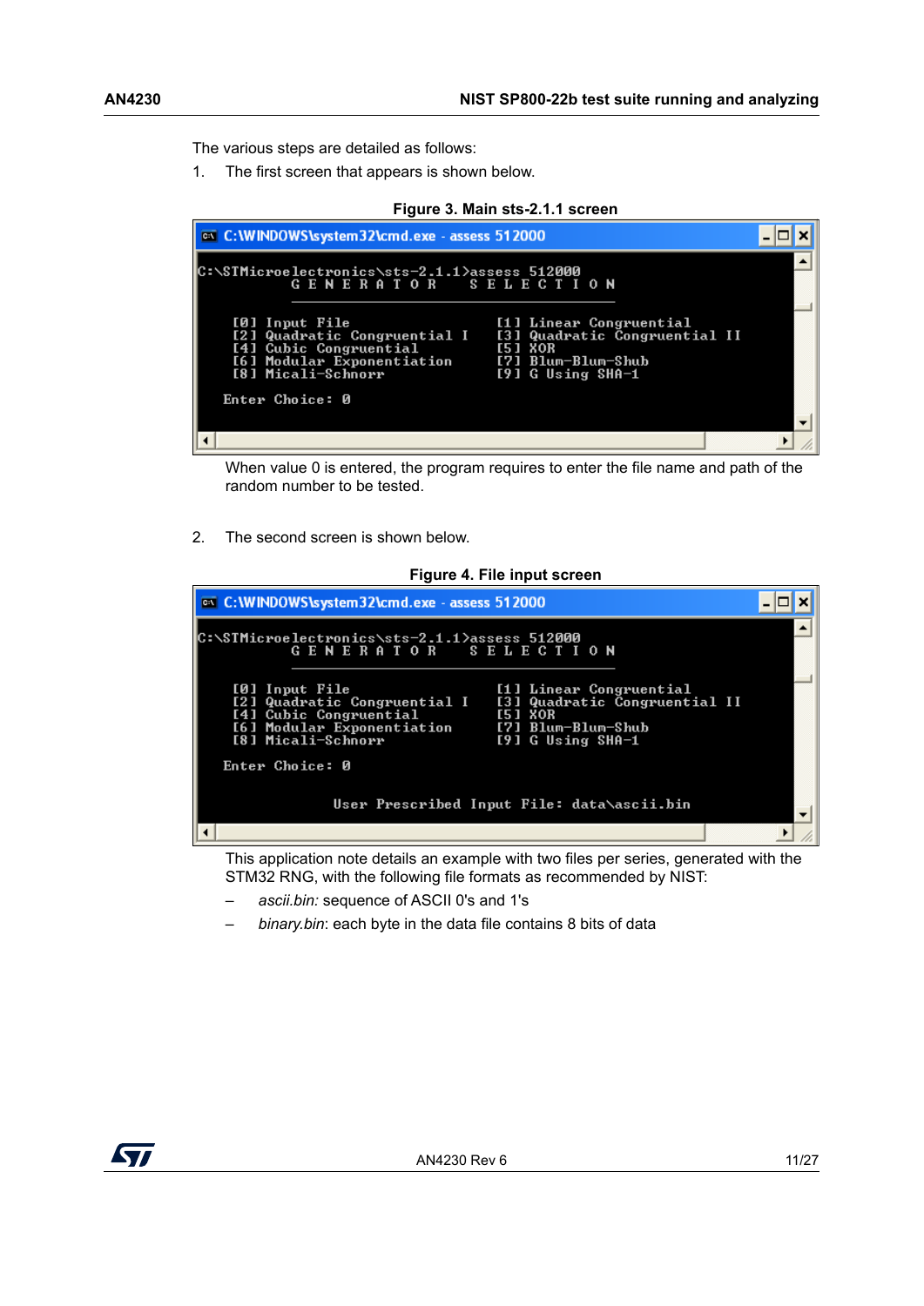The various steps are detailed as follows:

1. The first screen that appears is shown below.

**Figure 3. Main sts-2.1.1 screen**

```
C:\WINDOWS\system32\cmd.exe - assess 512000

C:\STMicroelectronics\sts-2.1.1>assess 512000
           G E N E R A T O R    S E L E C T I O N
           ______________________________________

    [0] Input File                 [1] Linear Congruential
    [2] Quadratic Congruential I   [3] Quadratic Congruential II
    [4] Cubic Congruential         [5] XOR
    [6] Modular Exponentiation     [7] Blum-Blum-Shub
    [8] Micali-Schnorr             [9] G Using SHA-1

   Enter Choice: 0
```

When value 0 is entered, the program requires to enter the file name and path of the random number to be tested.

2. The second screen is shown below.

**Figure 4. File input screen**

```
C:\WINDOWS\system32\cmd.exe - assess 512000

C:\STMicroelectronics\sts-2.1.1>assess 512000
           G E N E R A T O R    S E L E C T I O N
           ______________________________________

    [0] Input File                 [1] Linear Congruential
    [2] Quadratic Congruential I   [3] Quadratic Congruential II
    [4] Cubic Congruential         [5] XOR
    [6] Modular Exponentiation     [7] Blum-Blum-Shub
    [8] Micali-Schnorr             [9] G Using SHA-1

   Enter Choice: 0


                User Prescribed Input File: data\ascii.bin
```

This application note details an example with two files per series, generated with the STM32 RNG, with the following file formats as recommended by NIST:

– *ascii.bin:* sequence of ASCII 0's and 1's

– *binary.bin*: each byte in the data file contains 8 bits of data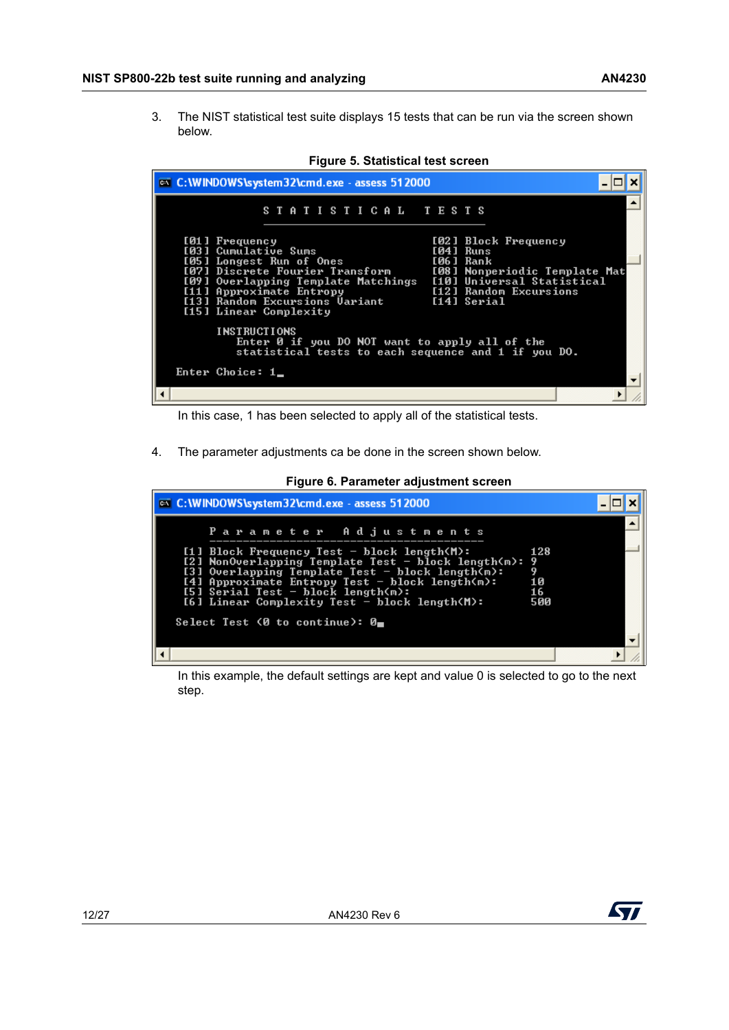3. The NIST statistical test suite displays 15 tests that can be run via the screen shown below.

**Figure 5. Statistical test screen**

```
C:\WINDOWS\system32\cmd.exe - assess 512000

                S T A T I S T I C A L   T E S T S
                _________________________________

    [01] Frequency                        [02] Block Frequency
    [03] Cumulative Sums                  [04] Runs
    [05] Longest Run of Ones              [06] Rank
    [07] Discrete Fourier Transform       [08] Nonperiodic Template Mat
    [09] Overlapping Template Matchings   [10] Universal Statistical
    [11] Approximate Entropy              [12] Random Excursions
    [13] Random Excursions Variant        [14] Serial
    [15] Linear Complexity

         INSTRUCTIONS
            Enter 0 if you DO NOT want to apply all of the
            statistical tests to each sequence and 1 if you DO.

   Enter Choice: 1
```

In this case, 1 has been selected to apply all of the statistical tests.

4. The parameter adjustments ca be done in the screen shown below.

**Figure 6. Parameter adjustment screen**

```
C:\WINDOWS\system32\cmd.exe - assess 512000

        P a r a m e t e r   A d j u s t m e n t s
        -----------------------------------------
    [1] Block Frequency Test - block length(M):         128
    [2] NonOverlapping Template Test - block length(m): 9
    [3] Overlapping Template Test - block length(m):    9
    [4] Approximate Entropy Test - block length(m):     10
    [5] Serial Test - block length(m):                  16
    [6] Linear Complexity Test - block length(M):       500

   Select Test (0 to continue): 0
```

In this example, the default settings are kept and value 0 is selected to go to the next step.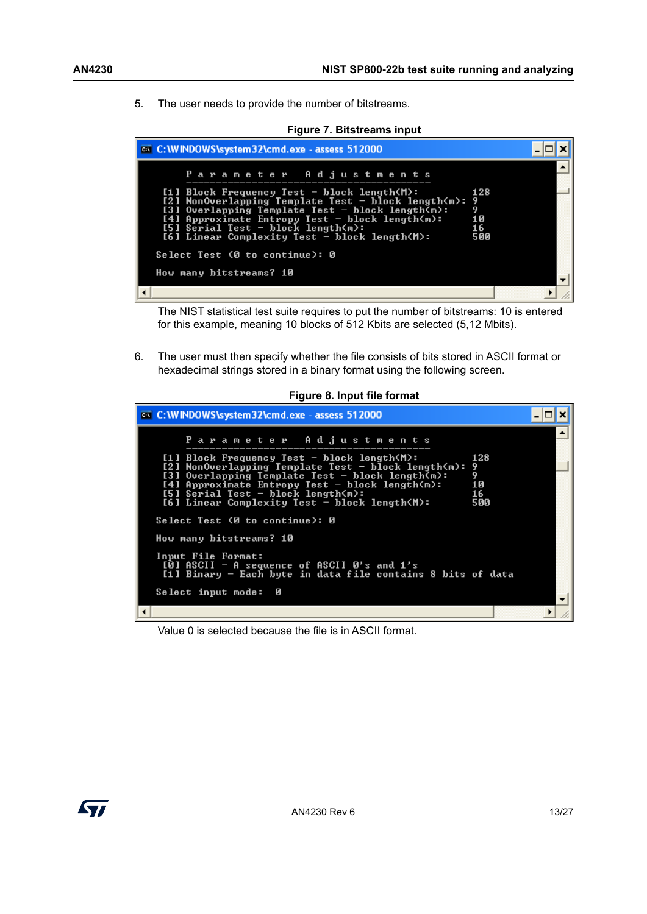5. The user needs to provide the number of bitstreams.

**Figure 7. Bitstreams input**

```
C:\WINDOWS\system32\cmd.exe - assess 512000

        P a r a m e t e r   A d j u s t m e n t s
        -----------------------------------------
    [1] Block Frequency Test - block length(M):         128
    [2] NonOverlapping Template Test - block length(m): 9
    [3] Overlapping Template Test - block length(m):    9
    [4] Approximate Entropy Test - block length(m):     10
    [5] Serial Test - block length(m):                  16
    [6] Linear Complexity Test - block length(M):       500

   Select Test (0 to continue): 0

   How many bitstreams? 10
```

The NIST statistical test suite requires to put the number of bitstreams: 10 is entered for this example, meaning 10 blocks of 512 Kbits are selected (5,12 Mbits).

6. The user must then specify whether the file consists of bits stored in ASCII format or hexadecimal strings stored in a binary format using the following screen.

**Figure 8. Input file format**

```
C:\WINDOWS\system32\cmd.exe - assess 512000

        P a r a m e t e r   A d j u s t m e n t s
        -----------------------------------------
    [1] Block Frequency Test - block length(M):         128
    [2] NonOverlapping Template Test - block length(m): 9
    [3] Overlapping Template Test - block length(m):    9
    [4] Approximate Entropy Test - block length(m):     10
    [5] Serial Test - block length(m):                  16
    [6] Linear Complexity Test - block length(M):       500

   Select Test (0 to continue): 0

   How many bitstreams? 10

   Input File Format:
    [0] ASCII - A sequence of ASCII 0's and 1's
    [1] Binary - Each byte in data file contains 8 bits of data

   Select input mode:  0
```

Value 0 is selected because the file is in ASCII format.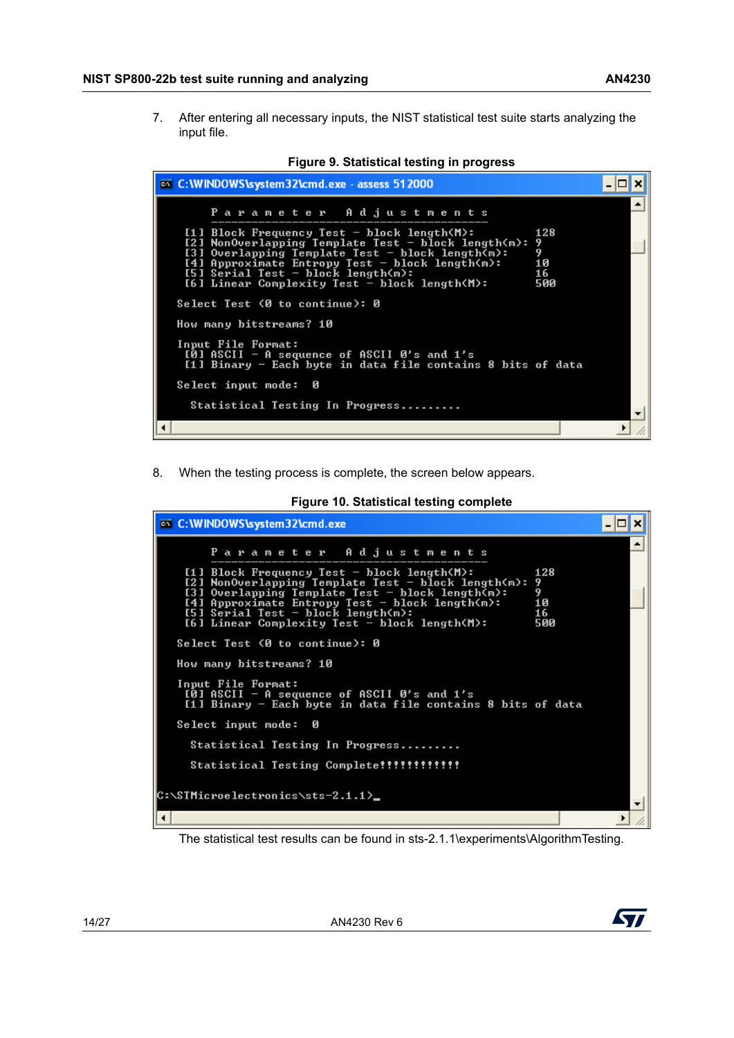7. After entering all necessary inputs, the NIST statistical test suite starts analyzing the input file.

**Figure 9. Statistical testing in progress**

```
C:\WINDOWS\system32\cmd.exe - assess 512000

        P a r a m e t e r   A d j u s t m e n t s
        -----------------------------------------
    [1] Block Frequency Test - block length(M):         128
    [2] NonOverlapping Template Test - block length(m): 9
    [3] Overlapping Template Test - block length(m):    9
    [4] Approximate Entropy Test - block length(m):     10
    [5] Serial Test - block length(m):                  16
    [6] Linear Complexity Test - block length(M):       500

   Select Test (0 to continue): 0

   How many bitstreams? 10

   Input File Format:
    [0] ASCII - A sequence of ASCII 0's and 1's
    [1] Binary - Each byte in data file contains 8 bits of data

   Select input mode:  0

     Statistical Testing In Progress.........
```

8. When the testing process is complete, the screen below appears.

**Figure 10. Statistical testing complete**

```
C:\WINDOWS\system32\cmd.exe

        P a r a m e t e r   A d j u s t m e n t s
        -----------------------------------------
    [1] Block Frequency Test - block length(M):         128
    [2] NonOverlapping Template Test - block length(m): 9
    [3] Overlapping Template Test - block length(m):    9
    [4] Approximate Entropy Test - block length(m):     10
    [5] Serial Test - block length(m):                  16
    [6] Linear Complexity Test - block length(M):       500

   Select Test (0 to continue): 0

   How many bitstreams? 10

   Input File Format:
    [0] ASCII - A sequence of ASCII 0's and 1's
    [1] Binary - Each byte in data file contains 8 bits of data

   Select input mode:  0

     Statistical Testing In Progress.........

     Statistical Testing Complete!!!!!!!!!!!!

C:\STMicroelectronics\sts-2.1.1>_
```

The statistical test results can be found in sts-2.1.1\experiments\AlgorithmTesting.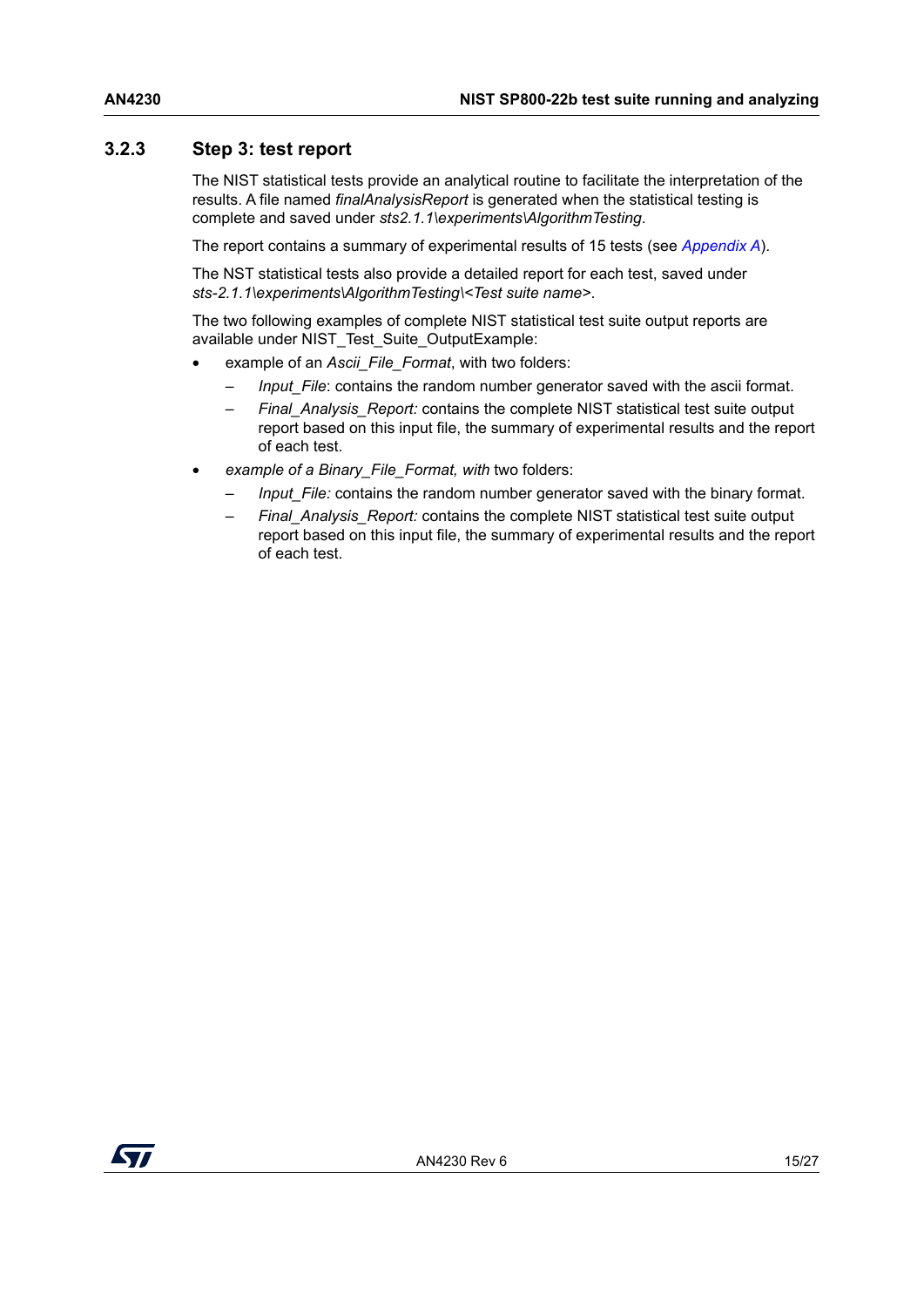### 3.2.3 Step 3: test report

The NIST statistical tests provide an analytical routine to facilitate the interpretation of the results. A file named *finalAnalysisReport* is generated when the statistical testing is complete and saved under *sts2.1.1\experiments\AlgorithmTesting*.

The report contains a summary of experimental results of 15 tests (see *Appendix A*).

The NST statistical tests also provide a detailed report for each test, saved under *sts-2.1.1\experiments\AlgorithmTesting\<Test suite name>*.

The two following examples of complete NIST statistical test suite output reports are available under NIST_Test_Suite_OutputExample:

- example of an *Ascii_File_Format*, with two folders:
  - *Input_File*: contains the random number generator saved with the ascii format.
  - *Final_Analysis_Report:* contains the complete NIST statistical test suite output report based on this input file, the summary of experimental results and the report of each test.
- *example of a Binary_File_Format, with* two folders:
  - *Input_File:* contains the random number generator saved with the binary format.
  - *Final_Analysis_Report:* contains the complete NIST statistical test suite output report based on this input file, the summary of experimental results and the report of each test.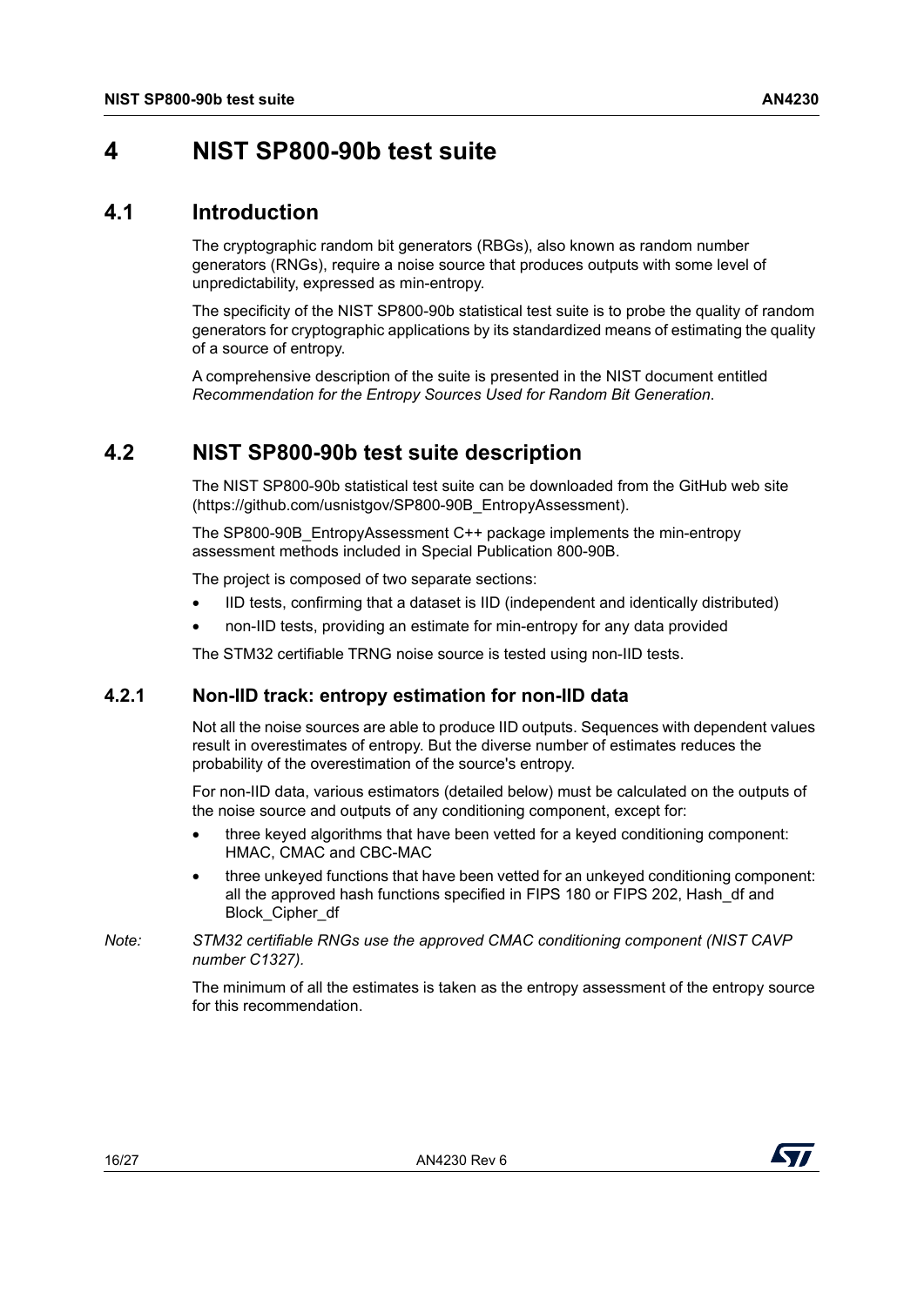# 4 NIST SP800-90b test suite

## 4.1 Introduction

The cryptographic random bit generators (RBGs), also known as random number generators (RNGs), require a noise source that produces outputs with some level of unpredictability, expressed as min-entropy.

The specificity of the NIST SP800-90b statistical test suite is to probe the quality of random generators for cryptographic applications by its standardized means of estimating the quality of a source of entropy.

A comprehensive description of the suite is presented in the NIST document entitled *Recommendation for the Entropy Sources Used for Random Bit Generation*.

## 4.2 NIST SP800-90b test suite description

The NIST SP800-90b statistical test suite can be downloaded from the GitHub web site (https://github.com/usnistgov/SP800-90B_EntropyAssessment).

The SP800-90B_EntropyAssessment C++ package implements the min-entropy assessment methods included in Special Publication 800-90B.

The project is composed of two separate sections:

- IID tests, confirming that a dataset is IID (independent and identically distributed)
- non-IID tests, providing an estimate for min-entropy for any data provided

The STM32 certifiable TRNG noise source is tested using non-IID tests.

### 4.2.1 Non-IID track: entropy estimation for non-IID data

Not all the noise sources are able to produce IID outputs. Sequences with dependent values result in overestimates of entropy. But the diverse number of estimates reduces the probability of the overestimation of the source's entropy.

For non-IID data, various estimators (detailed below) must be calculated on the outputs of the noise source and outputs of any conditioning component, except for:

- three keyed algorithms that have been vetted for a keyed conditioning component: HMAC, CMAC and CBC-MAC
- three unkeyed functions that have been vetted for an unkeyed conditioning component: all the approved hash functions specified in FIPS 180 or FIPS 202, Hash_df and Block_Cipher_df

*Note: STM32 certifiable RNGs use the approved CMAC conditioning component (NIST CAVP number C1327).*

The minimum of all the estimates is taken as the entropy assessment of the entropy source for this recommendation.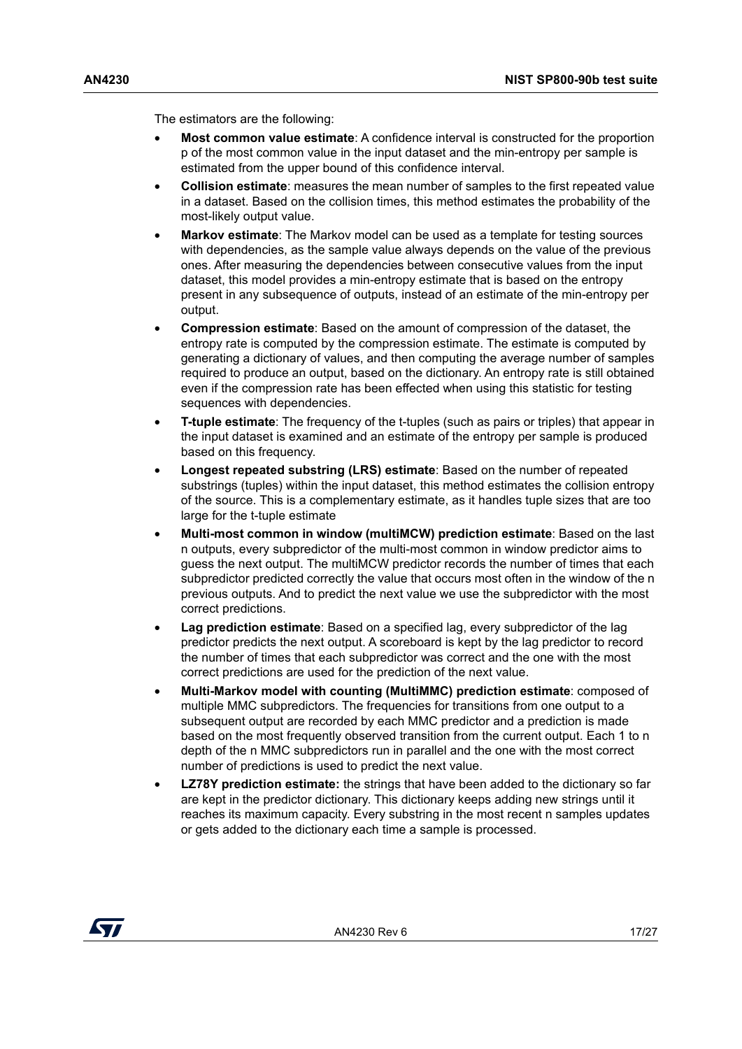The estimators are the following:

- **Most common value estimate**: A confidence interval is constructed for the proportion p of the most common value in the input dataset and the min-entropy per sample is estimated from the upper bound of this confidence interval.
- **Collision estimate**: measures the mean number of samples to the first repeated value in a dataset. Based on the collision times, this method estimates the probability of the most-likely output value.
- **Markov estimate**: The Markov model can be used as a template for testing sources with dependencies, as the sample value always depends on the value of the previous ones. After measuring the dependencies between consecutive values from the input dataset, this model provides a min-entropy estimate that is based on the entropy present in any subsequence of outputs, instead of an estimate of the min-entropy per output.
- **Compression estimate**: Based on the amount of compression of the dataset, the entropy rate is computed by the compression estimate. The estimate is computed by generating a dictionary of values, and then computing the average number of samples required to produce an output, based on the dictionary. An entropy rate is still obtained even if the compression rate has been effected when using this statistic for testing sequences with dependencies.
- **T-tuple estimate**: The frequency of the t-tuples (such as pairs or triples) that appear in the input dataset is examined and an estimate of the entropy per sample is produced based on this frequency.
- **Longest repeated substring (LRS) estimate**: Based on the number of repeated substrings (tuples) within the input dataset, this method estimates the collision entropy of the source. This is a complementary estimate, as it handles tuple sizes that are too large for the t-tuple estimate
- **Multi-most common in window (multiMCW) prediction estimate**: Based on the last n outputs, every subpredictor of the multi-most common in window predictor aims to guess the next output. The multiMCW predictor records the number of times that each subpredictor predicted correctly the value that occurs most often in the window of the n previous outputs. And to predict the next value we use the subpredictor with the most correct predictions.
- **Lag prediction estimate**: Based on a specified lag, every subpredictor of the lag predictor predicts the next output. A scoreboard is kept by the lag predictor to record the number of times that each subpredictor was correct and the one with the most correct predictions are used for the prediction of the next value.
- **Multi-Markov model with counting (MultiMMC) prediction estimate**: composed of multiple MMC subpredictors. The frequencies for transitions from one output to a subsequent output are recorded by each MMC predictor and a prediction is made based on the most frequently observed transition from the current output. Each 1 to n depth of the n MMC subpredictors run in parallel and the one with the most correct number of predictions is used to predict the next value.
- **LZ78Y prediction estimate:** the strings that have been added to the dictionary so far are kept in the predictor dictionary. This dictionary keeps adding new strings until it reaches its maximum capacity. Every substring in the most recent n samples updates or gets added to the dictionary each time a sample is processed.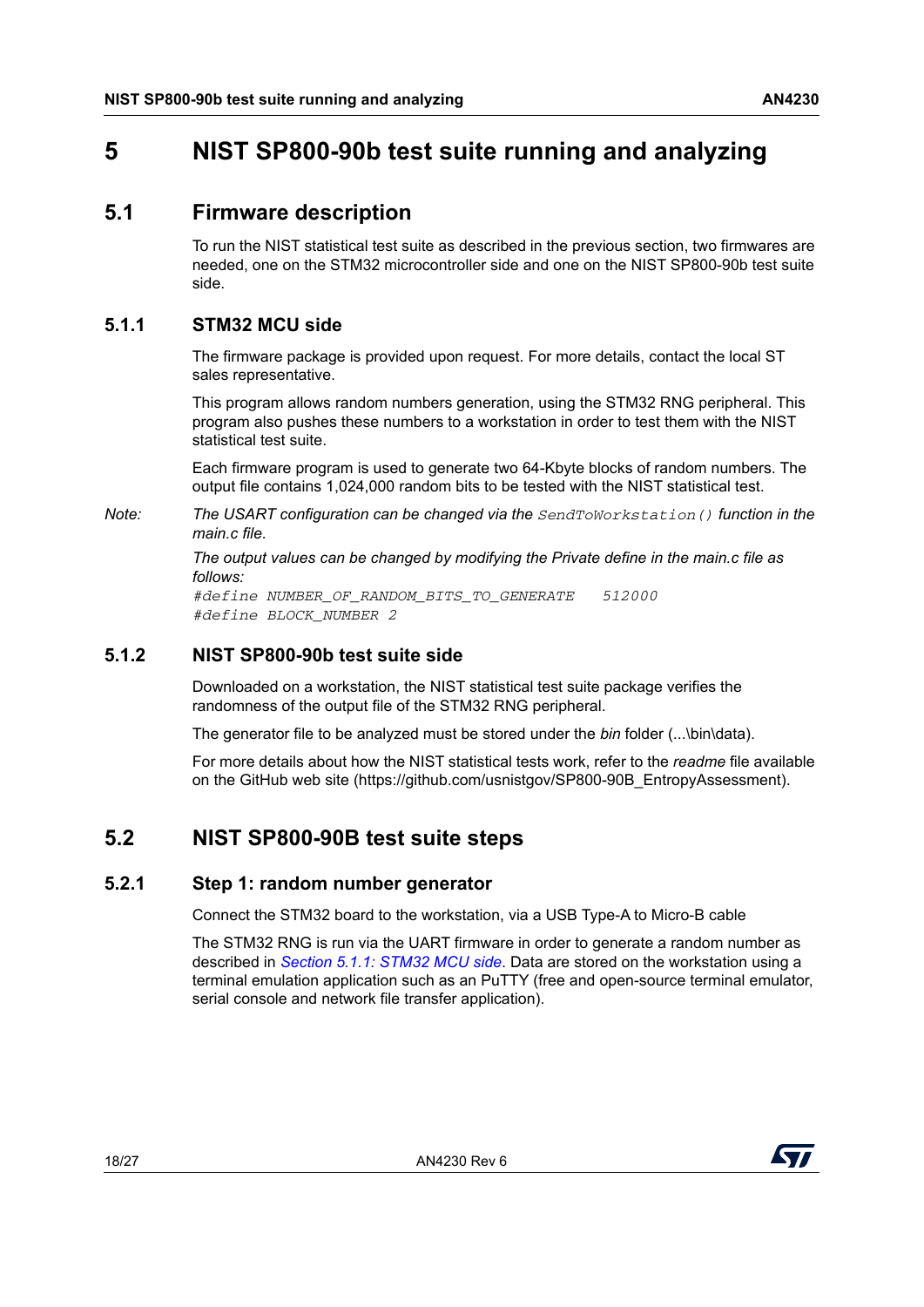# 5 NIST SP800-90b test suite running and analyzing

## 5.1 Firmware description

To run the NIST statistical test suite as described in the previous section, two firmwares are needed, one on the STM32 microcontroller side and one on the NIST SP800-90b test suite side.

### 5.1.1 STM32 MCU side

The firmware package is provided upon request. For more details, contact the local ST sales representative.

This program allows random numbers generation, using the STM32 RNG peripheral. This program also pushes these numbers to a workstation in order to test them with the NIST statistical test suite.

Each firmware program is used to generate two 64-Kbyte blocks of random numbers. The output file contains 1,024,000 random bits to be tested with the NIST statistical test.

*Note: The USART configuration can be changed via the* `SendToWorkstation()` *function in the main.c file.*

*The output values can be changed by modifying the Private define in the main.c file as follows:*

```
#define NUMBER_OF_RANDOM_BITS_TO_GENERATE    512000
#define BLOCK_NUMBER 2
```

### 5.1.2 NIST SP800-90b test suite side

Downloaded on a workstation, the NIST statistical test suite package verifies the randomness of the output file of the STM32 RNG peripheral.

The generator file to be analyzed must be stored under the *bin* folder (...\bin\data).

For more details about how the NIST statistical tests work, refer to the *readme* file available on the GitHub web site (https://github.com/usnistgov/SP800-90B_EntropyAssessment).

## 5.2 NIST SP800-90B test suite steps

### 5.2.1 Step 1: random number generator

Connect the STM32 board to the workstation, via a USB Type-A to Micro-B cable

The STM32 RNG is run via the UART firmware in order to generate a random number as described in *Section 5.1.1: STM32 MCU side*. Data are stored on the workstation using a terminal emulation application such as an PuTTY (free and open-source terminal emulator, serial console and network file transfer application).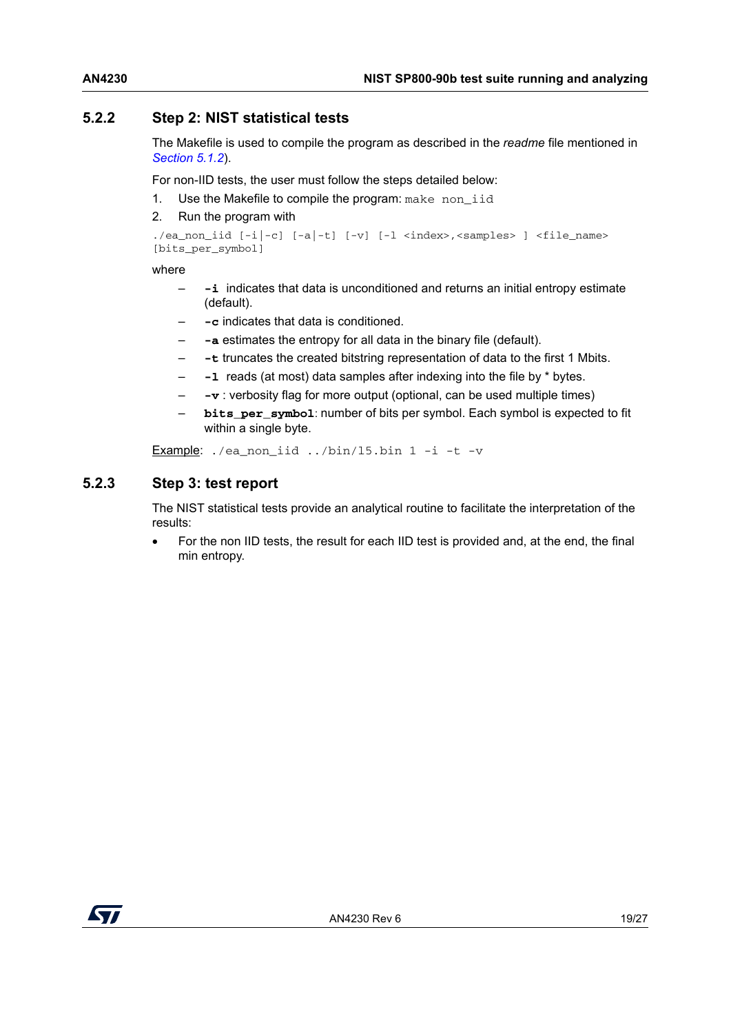### 5.2.2 Step 2: NIST statistical tests

The Makefile is used to compile the program as described in the *readme* file mentioned in *Section 5.1.2*).

For non-IID tests, the user must follow the steps detailed below:

1. Use the Makefile to compile the program: `make non_iid`
2. Run the program with

```
./ea_non_iid [-i|-c] [-a|-t] [-v] [-l <index>,<samples> ] <file_name>
[bits_per_symbol]
```

where

- **`-i`** indicates that data is unconditioned and returns an initial entropy estimate (default).
- **`-c`** indicates that data is conditioned.
- **`-a`** estimates the entropy for all data in the binary file (default).
- **`-t`** truncates the created bitstring representation of data to the first 1 Mbits.
- **`-l`** reads (at most) data samples after indexing into the file by * bytes.
- **`-v`** : verbosity flag for more output (optional, can be used multiple times)
- **`bits_per_symbol`**: number of bits per symbol. Each symbol is expected to fit within a single byte.

Example: `./ea_non_iid ../bin/l5.bin 1 -i -t -v`

### 5.2.3 Step 3: test report

The NIST statistical tests provide an analytical routine to facilitate the interpretation of the results:

- For the non IID tests, the result for each IID test is provided and, at the end, the final min entropy.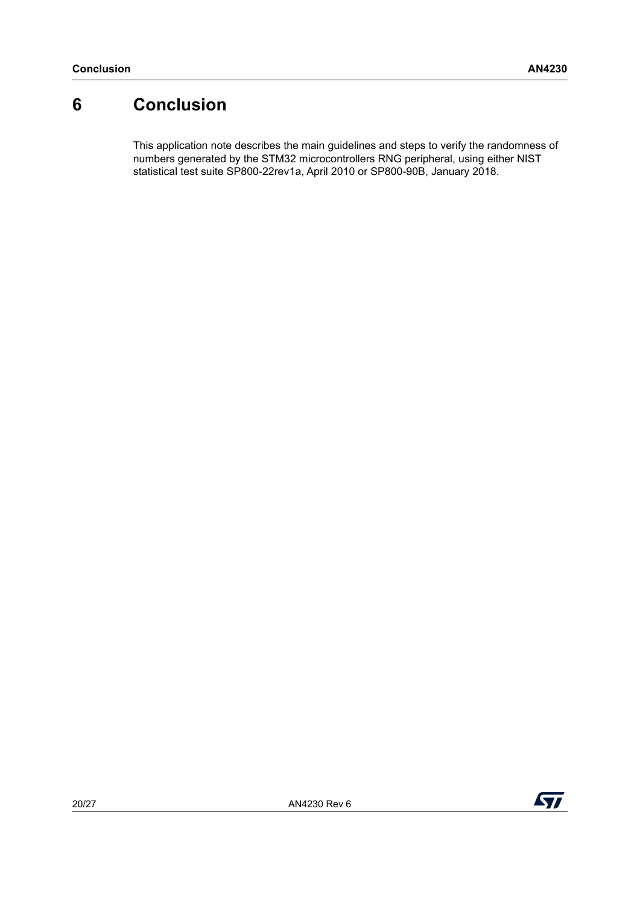# 6 Conclusion

This application note describes the main guidelines and steps to verify the randomness of numbers generated by the STM32 microcontrollers RNG peripheral, using either NIST statistical test suite SP800-22rev1a, April 2010 or SP800-90B, January 2018.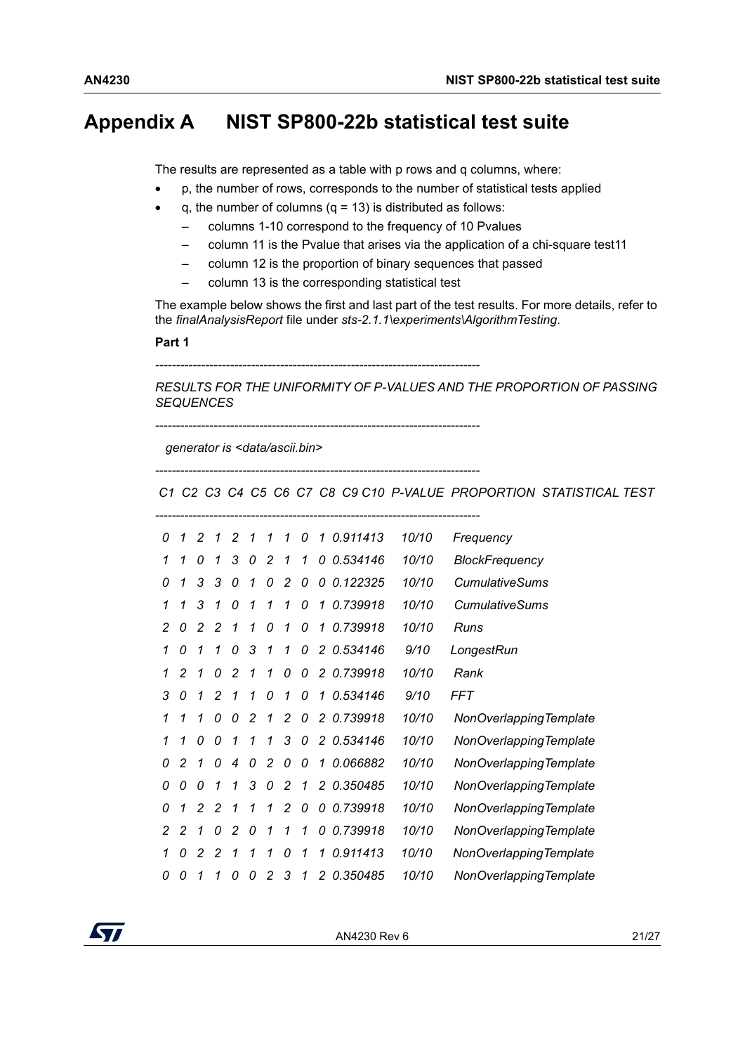# Appendix A NIST SP800-22b statistical test suite

The results are represented as a table with p rows and q columns, where:

- p, the number of rows, corresponds to the number of statistical tests applied
- q, the number of columns (q = 13) is distributed as follows:
  - columns 1-10 correspond to the frequency of 10 Pvalues
  - column 11 is the Pvalue that arises via the application of a chi-square test11
  - column 12 is the proportion of binary sequences that passed
  - column 13 is the corresponding statistical test

The example below shows the first and last part of the test results. For more details, refer to the *finalAnalysisReport* file under *sts-2.1.1\experiments\AlgorithmTesting*.

**Part 1**

*------------------------------------------------------------------------------*

*RESULTS FOR THE UNIFORMITY OF P-VALUES AND THE PROPORTION OF PASSING SEQUENCES*

*------------------------------------------------------------------------------*

*generator is <data/ascii.bin>*

*------------------------------------------------------------------------------*

| C1 | C2 | C3 | C4 | C5 | C6 | C7 | C8 | C9 | C10 | P-VALUE | PROPORTION | STATISTICAL TEST |
|---|---|---|---|---|---|---|---|---|---|---|---|---|
| 0 | 1 | 2 | 1 | 2 | 1 | 1 | 1 | 0 | 1 | 0.911413 | 10/10 | Frequency |
| 1 | 1 | 0 | 1 | 3 | 0 | 2 | 1 | 1 | 0 | 0.534146 | 10/10 | BlockFrequency |
| 0 | 1 | 3 | 3 | 0 | 1 | 0 | 2 | 0 | 0 | 0.122325 | 10/10 | CumulativeSums |
| 1 | 1 | 3 | 1 | 0 | 1 | 1 | 1 | 0 | 1 | 0.739918 | 10/10 | CumulativeSums |
| 2 | 0 | 2 | 2 | 1 | 1 | 0 | 1 | 0 | 1 | 0.739918 | 10/10 | Runs |
| 1 | 0 | 1 | 1 | 0 | 3 | 1 | 1 | 0 | 2 | 0.534146 | 9/10 | LongestRun |
| 1 | 2 | 1 | 0 | 2 | 1 | 1 | 0 | 0 | 2 | 0.739918 | 10/10 | Rank |
| 3 | 0 | 1 | 2 | 1 | 1 | 0 | 1 | 0 | 1 | 0.534146 | 9/10 | FFT |
| 1 | 1 | 1 | 0 | 0 | 2 | 1 | 2 | 0 | 2 | 0.739918 | 10/10 | NonOverlappingTemplate |
| 1 | 1 | 0 | 0 | 1 | 1 | 1 | 3 | 0 | 2 | 0.534146 | 10/10 | NonOverlappingTemplate |
| 0 | 2 | 1 | 0 | 4 | 0 | 2 | 0 | 0 | 1 | 0.066882 | 10/10 | NonOverlappingTemplate |
| 0 | 0 | 0 | 1 | 1 | 3 | 0 | 2 | 1 | 2 | 0.350485 | 10/10 | NonOverlappingTemplate |
| 0 | 1 | 2 | 2 | 1 | 1 | 1 | 2 | 0 | 0 | 0.739918 | 10/10 | NonOverlappingTemplate |
| 2 | 2 | 1 | 0 | 2 | 0 | 1 | 1 | 1 | 0 | 0.739918 | 10/10 | NonOverlappingTemplate |
| 1 | 0 | 2 | 2 | 1 | 1 | 1 | 0 | 1 | 1 | 0.911413 | 10/10 | NonOverlappingTemplate |
| 0 | 0 | 1 | 1 | 0 | 0 | 2 | 3 | 1 | 2 | 0.350485 | 10/10 | NonOverlappingTemplate |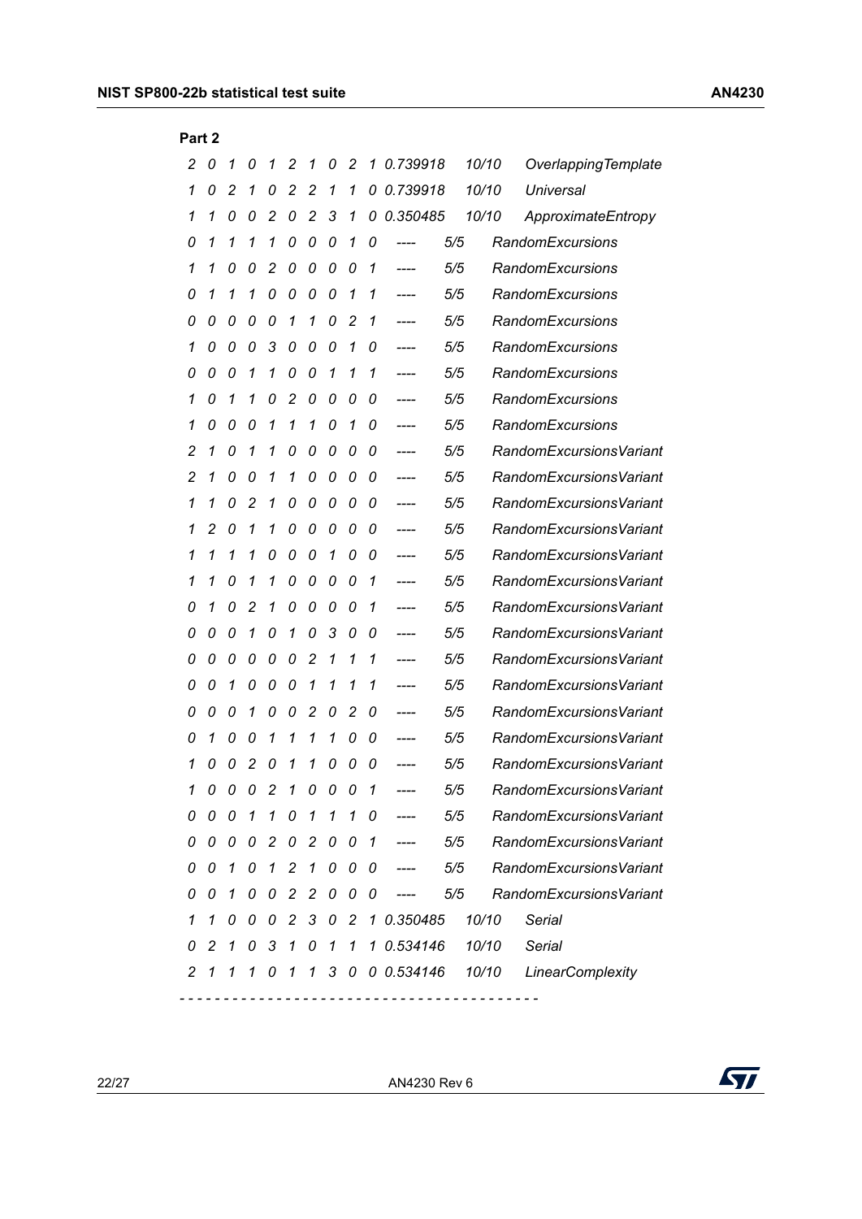**Part 2**

```
2  0  1  0  1  2  1  0  2  1 0.739918     10/10     OverlappingTemplate
1  0  2  1  0  2  2  1  1  0 0.739918     10/10     Universal
1  1  0  0  2  0  2  3  1  0 0.350485     10/10     ApproximateEntropy
0  1  1  1  1  0  0  0  1  0    ----     5/5     RandomExcursions
1  1  0  0  2  0  0  0  0  1    ----     5/5     RandomExcursions
0  1  1  1  0  0  0  0  1  1    ----     5/5     RandomExcursions
0  0  0  0  0  1  1  0  2  1    ----     5/5     RandomExcursions
1  0  0  0  3  0  0  0  1  0    ----     5/5     RandomExcursions
0  0  0  1  1  0  0  1  1  1    ----     5/5     RandomExcursions
1  0  1  1  0  2  0  0  0  0    ----     5/5     RandomExcursions
1  0  0  0  1  1  1  0  1  0    ----     5/5     RandomExcursions
2  1  0  1  1  0  0  0  0  0    ----     5/5     RandomExcursionsVariant
2  1  0  0  1  1  0  0  0  0    ----     5/5     RandomExcursionsVariant
1  1  0  2  1  0  0  0  0  0    ----     5/5     RandomExcursionsVariant
1  2  0  1  1  0  0  0  0  0    ----     5/5     RandomExcursionsVariant
1  1  1  1  0  0  0  1  0  0    ----     5/5     RandomExcursionsVariant
1  1  0  1  1  0  0  0  0  1    ----     5/5     RandomExcursionsVariant
0  1  0  2  1  0  0  0  0  1    ----     5/5     RandomExcursionsVariant
0  0  0  1  0  1  0  3  0  0    ----     5/5     RandomExcursionsVariant
0  0  0  0  0  0  2  1  1  1    ----     5/5     RandomExcursionsVariant
0  0  1  0  0  0  1  1  1  1    ----     5/5     RandomExcursionsVariant
0  0  0  1  0  0  2  0  2  0    ----     5/5     RandomExcursionsVariant
0  1  0  0  1  1  1  1  0  0    ----     5/5     RandomExcursionsVariant
1  0  0  2  0  1  1  0  0  0    ----     5/5     RandomExcursionsVariant
1  0  0  0  2  1  0  0  0  1    ----     5/5     RandomExcursionsVariant
0  0  0  1  1  0  1  1  1  0    ----     5/5     RandomExcursionsVariant
0  0  0  0  2  0  2  0  0  1    ----     5/5     RandomExcursionsVariant
0  0  1  0  1  2  1  0  0  0    ----     5/5     RandomExcursionsVariant
0  0  1  0  0  2  2  0  0  0    ----     5/5     RandomExcursionsVariant
1  1  0  0  0  2  3  0  2  1 0.350485     10/10     Serial
0  2  1  0  3  1  0  1  1  1 0.534146     10/10     Serial
2  1  1  1  0  1  1  3  0  0 0.534146     10/10     LinearComplexity
- - - - - - - - - - - - - - - - - - - - - - - - - - - - - - - - - - - - - - - - - -
```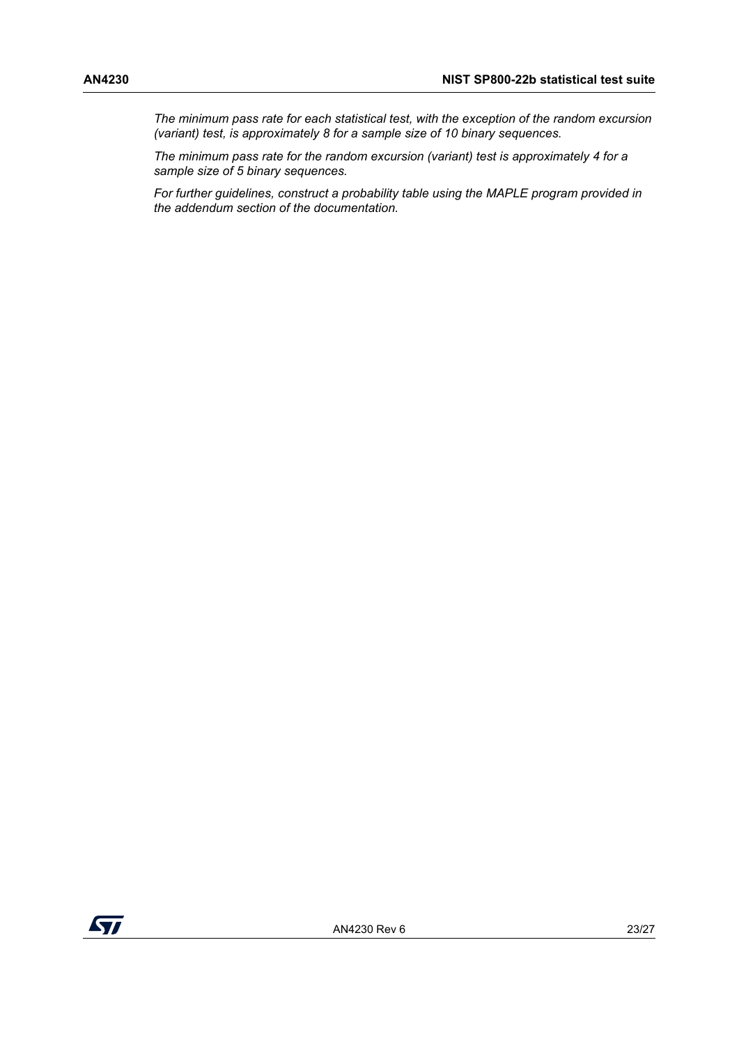*The minimum pass rate for each statistical test, with the exception of the random excursion (variant) test, is approximately 8 for a sample size of 10 binary sequences.*

*The minimum pass rate for the random excursion (variant) test is approximately 4 for a sample size of 5 binary sequences.*

*For further guidelines, construct a probability table using the MAPLE program provided in the addendum section of the documentation.*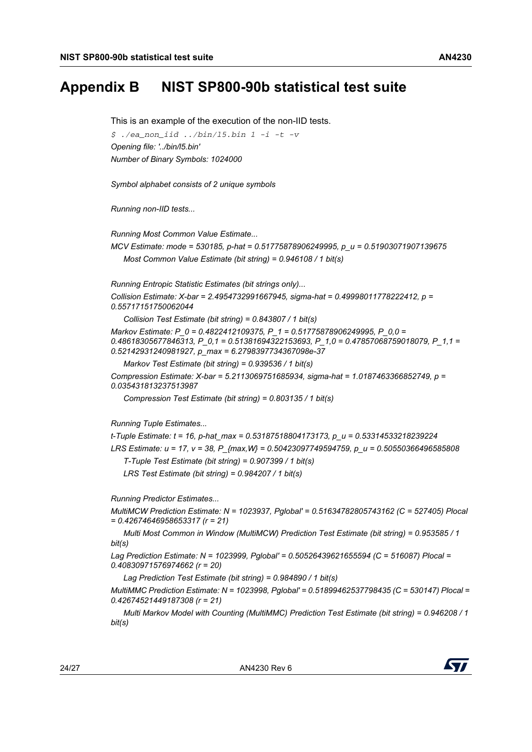# Appendix B NIST SP800-90b statistical test suite

This is an example of the execution of the non-IID tests.

```
$ ./ea_non_iid ../bin/l5.bin 1 -i -t -v
```

*Opening file: '../bin/l5.bin'*

*Number of Binary Symbols: 1024000*

*Symbol alphabet consists of 2 unique symbols*

*Running non-IID tests...*

*Running Most Common Value Estimate...*

*MCV Estimate: mode = 530185, p-hat = 0.51775878906249995, p_u = 0.51903071907139675*

*Most Common Value Estimate (bit string) = 0.946108 / 1 bit(s)*

*Running Entropic Statistic Estimates (bit strings only)...*

*Collision Estimate: X-bar = 2.4954732991667945, sigma-hat = 0.49998011778222412, p = 0.55717151750062044*

*Collision Test Estimate (bit string) = 0.843807 / 1 bit(s)*

*Markov Estimate: P_0 = 0.4822412109375, P_1 = 0.51775878906249995, P_0,0 = 0.48618305677846313, P_0,1 = 0.51381694322153693, P_1,0 = 0.47857068759018079, P_1,1 = 0.52142931240981927, p_max = 6.2798397734367098e-37*

*Markov Test Estimate (bit string) = 0.939536 / 1 bit(s)*

*Compression Estimate: X-bar = 5.2113069751685934, sigma-hat = 1.0187463366852749, p = 0.035431813237513987*

*Compression Test Estimate (bit string) = 0.803135 / 1 bit(s)*

*Running Tuple Estimates...*

*t-Tuple Estimate: t = 16, p-hat_max = 0.53187518804173173, p_u = 0.53314533218239224*

*LRS Estimate: u = 17, v = 38, P_{max,W} = 0.50423097749594759, p_u = 0.50550366496585808*

*T-Tuple Test Estimate (bit string) = 0.907399 / 1 bit(s)*

*LRS Test Estimate (bit string) = 0.984207 / 1 bit(s)*

*Running Predictor Estimates...*

*MultiMCW Prediction Estimate: N = 1023937, Pglobal' = 0.51634782805743162 (C = 527405) Plocal = 0.42674646958653317 (r = 21)*

*Multi Most Common in Window (MultiMCW) Prediction Test Estimate (bit string) = 0.953585 / 1 bit(s)*

*Lag Prediction Estimate: N = 1023999, Pglobal' = 0.50526439621655594 (C = 516087) Plocal = 0.40830971576974662 (r = 20)*

*Lag Prediction Test Estimate (bit string) = 0.984890 / 1 bit(s)*

*MultiMMC Prediction Estimate: N = 1023998, Pglobal' = 0.51899462537798435 (C = 530147) Plocal = 0.42674521449187308 (r = 21)*

*Multi Markov Model with Counting (MultiMMC) Prediction Test Estimate (bit string) = 0.946208 / 1 bit(s)*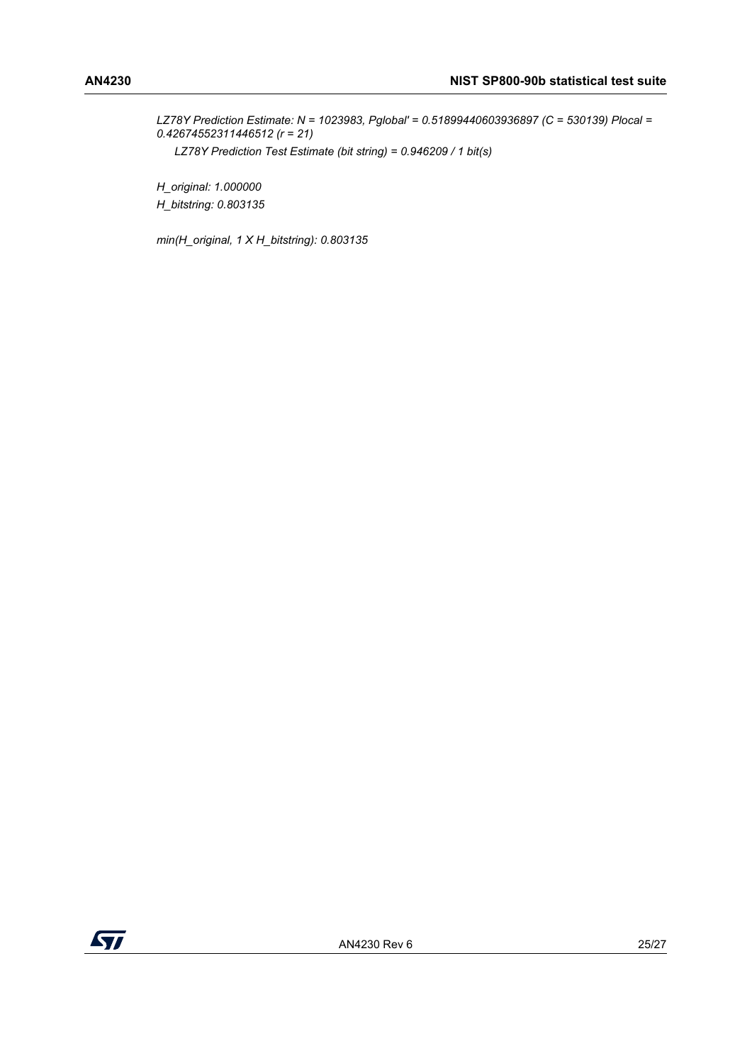*LZ78Y Prediction Estimate: N = 1023983, Pglobal' = 0.51899440603936897 (C = 530139) Plocal = 0.42674552311446512 (r = 21)*

*LZ78Y Prediction Test Estimate (bit string) = 0.946209 / 1 bit(s)*

*H_original: 1.000000*

*H_bitstring: 0.803135*

*min(H_original, 1 X H_bitstring): 0.803135*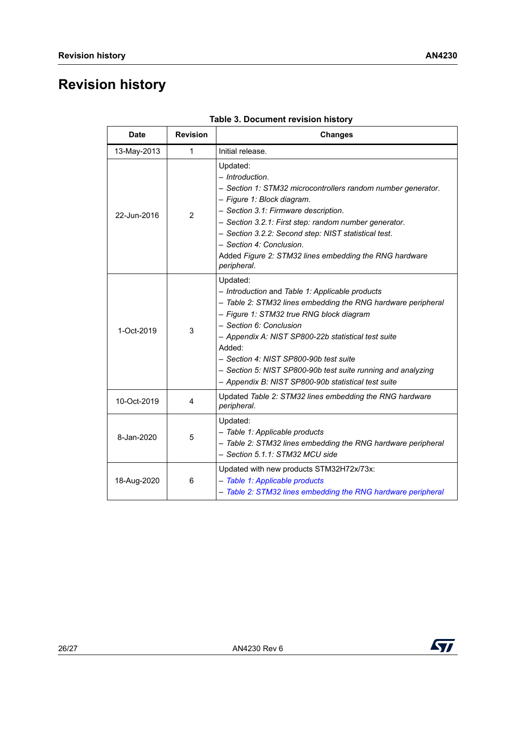# Revision history

**Table 3. Document revision history**

| Date | Revision | Changes |
|---|---|---|
| 13-May-2013 | 1 | Initial release. |
| 22-Jun-2016 | 2 | Updated:<br>– *Introduction*.<br>– *Section 1: STM32 microcontrollers random number generator*.<br>– *Figure 1: Block diagram*.<br>– *Section 3.1: Firmware description*.<br>– *Section 3.2.1: First step: random number generator*.<br>– *Section 3.2.2: Second step: NIST statistical test*.<br>– *Section 4: Conclusion*.<br>Added *Figure 2: STM32 lines embedding the RNG hardware peripheral*. |
| 1-Oct-2019 | 3 | Updated:<br>– *Introduction* and *Table 1: Applicable products*<br>– *Table 2: STM32 lines embedding the RNG hardware peripheral*<br>– *Figure 1: STM32 true RNG block diagram*<br>– *Section 6: Conclusion*<br>– *Appendix A: NIST SP800-22b statistical test suite*<br>Added:<br>– *Section 4: NIST SP800-90b test suite*<br>– *Section 5: NIST SP800-90b test suite running and analyzing*<br>– *Appendix B: NIST SP800-90b statistical test suite* |
| 10-Oct-2019 | 4 | Updated *Table 2: STM32 lines embedding the RNG hardware peripheral*. |
| 8-Jan-2020 | 5 | Updated:<br>– *Table 1: Applicable products*<br>– *Table 2: STM32 lines embedding the RNG hardware peripheral*<br>– *Section 5.1.1: STM32 MCU side* |
| 18-Aug-2020 | 6 | Updated with new products STM32H72x/73x:<br>– *Table 1: Applicable products*<br>– *Table 2: STM32 lines embedding the RNG hardware peripheral* |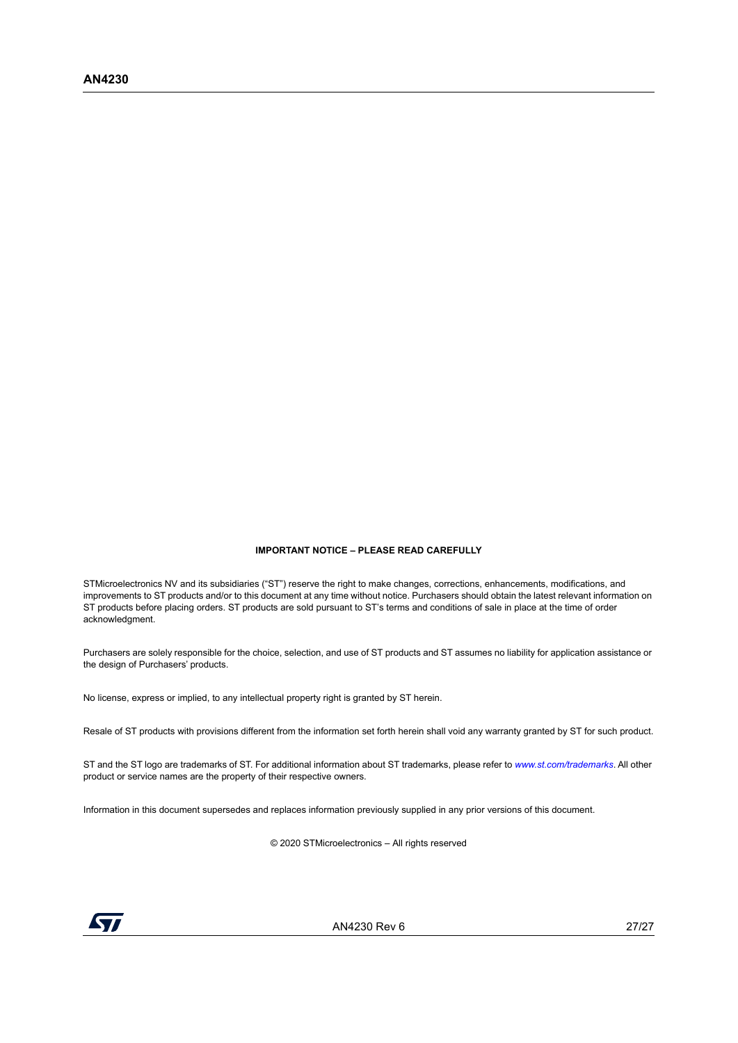**IMPORTANT NOTICE – PLEASE READ CAREFULLY**

STMicroelectronics NV and its subsidiaries ("ST") reserve the right to make changes, corrections, enhancements, modifications, and improvements to ST products and/or to this document at any time without notice. Purchasers should obtain the latest relevant information on ST products before placing orders. ST products are sold pursuant to ST's terms and conditions of sale in place at the time of order acknowledgment.

Purchasers are solely responsible for the choice, selection, and use of ST products and ST assumes no liability for application assistance or the design of Purchasers' products.

No license, express or implied, to any intellectual property right is granted by ST herein.

Resale of ST products with provisions different from the information set forth herein shall void any warranty granted by ST for such product.

ST and the ST logo are trademarks of ST. For additional information about ST trademarks, please refer to *www.st.com/trademarks*. All other product or service names are the property of their respective owners.

Information in this document supersedes and replaces information previously supplied in any prior versions of this document.

© 2020 STMicroelectronics – All rights reserved